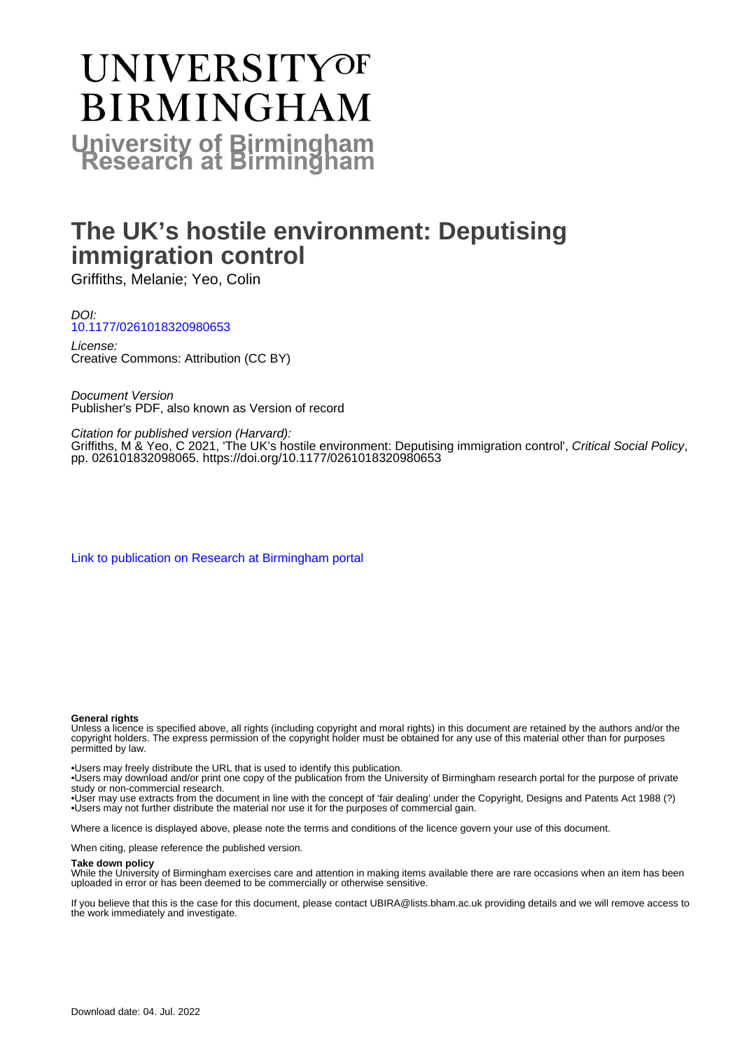# UNIVERSITY OF BIRMINGHAM

**University of Birmingham Research at Birmingham**

# The UK's hostile environment: Deputising immigration control

Griffiths, Melanie; Yeo, Colin

*DOI:*
10.1177/0261018320980653

*License:*
Creative Commons: Attribution (CC BY)

*Document Version*
Publisher's PDF, also known as Version of record

*Citation for published version (Harvard):*
Griffiths, M & Yeo, C 2021, 'The UK's hostile environment: Deputising immigration control', *Critical Social Policy*, pp. 026101832098065. https://doi.org/10.1177/0261018320980653

Link to publication on Research at Birmingham portal

**General rights**
Unless a licence is specified above, all rights (including copyright and moral rights) in this document are retained by the authors and/or the copyright holders. The express permission of the copyright holder must be obtained for any use of this material other than for purposes permitted by law.

- •Users may freely distribute the URL that is used to identify this publication.
- •Users may download and/or print one copy of the publication from the University of Birmingham research portal for the purpose of private study or non-commercial research.
- •User may use extracts from the document in line with the concept of 'fair dealing' under the Copyright, Designs and Patents Act 1988 (?)
- •Users may not further distribute the material nor use it for the purposes of commercial gain.

Where a licence is displayed above, please note the terms and conditions of the licence govern your use of this document.

When citing, please reference the published version.

**Take down policy**
While the University of Birmingham exercises care and attention in making items available there are rare occasions when an item has been uploaded in error or has been deemed to be commercially or otherwise sensitive.

If you believe that this is the case for this document, please contact UBIRA@lists.bham.ac.uk providing details and we will remove access to the work immediately and investigate.

Download date: 04. Jul. 2022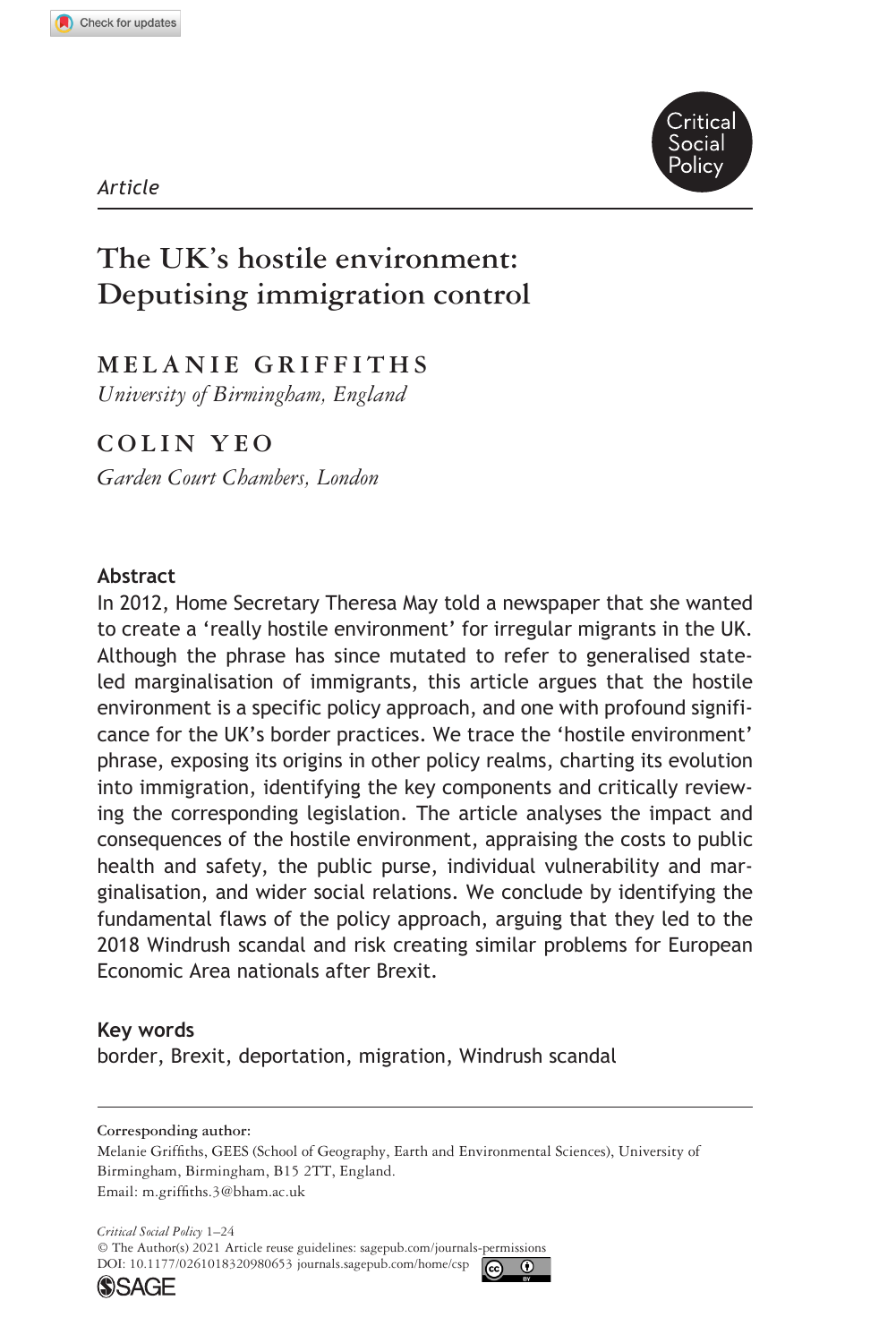*Article*

# The UK's hostile environment: Deputising immigration control

**MELANIE GRIFFITHS**
*University of Birmingham, England*

**COLIN YEO**
*Garden Court Chambers, London*

## Abstract

In 2012, Home Secretary Theresa May told a newspaper that she wanted to create a 'really hostile environment' for irregular migrants in the UK. Although the phrase has since mutated to refer to generalised state-led marginalisation of immigrants, this article argues that the hostile environment is a specific policy approach, and one with profound significance for the UK's border practices. We trace the 'hostile environment' phrase, exposing its origins in other policy realms, charting its evolution into immigration, identifying the key components and critically reviewing the corresponding legislation. The article analyses the impact and consequences of the hostile environment, appraising the costs to public health and safety, the public purse, individual vulnerability and marginalisation, and wider social relations. We conclude by identifying the fundamental flaws of the policy approach, arguing that they led to the 2018 Windrush scandal and risk creating similar problems for European Economic Area nationals after Brexit.

## Key words

border, Brexit, deportation, migration, Windrush scandal

---

**Corresponding author:**
Melanie Griffiths, GEES (School of Geography, Earth and Environmental Sciences), University of Birmingham, Birmingham, B15 2TT, England.
Email: m.griffiths.3@bham.ac.uk

© The Author(s) 2021 Article reuse guidelines: sagepub.com/journals-permissions
DOI: 10.1177/0261018320980653 journals.sagepub.com/home/csp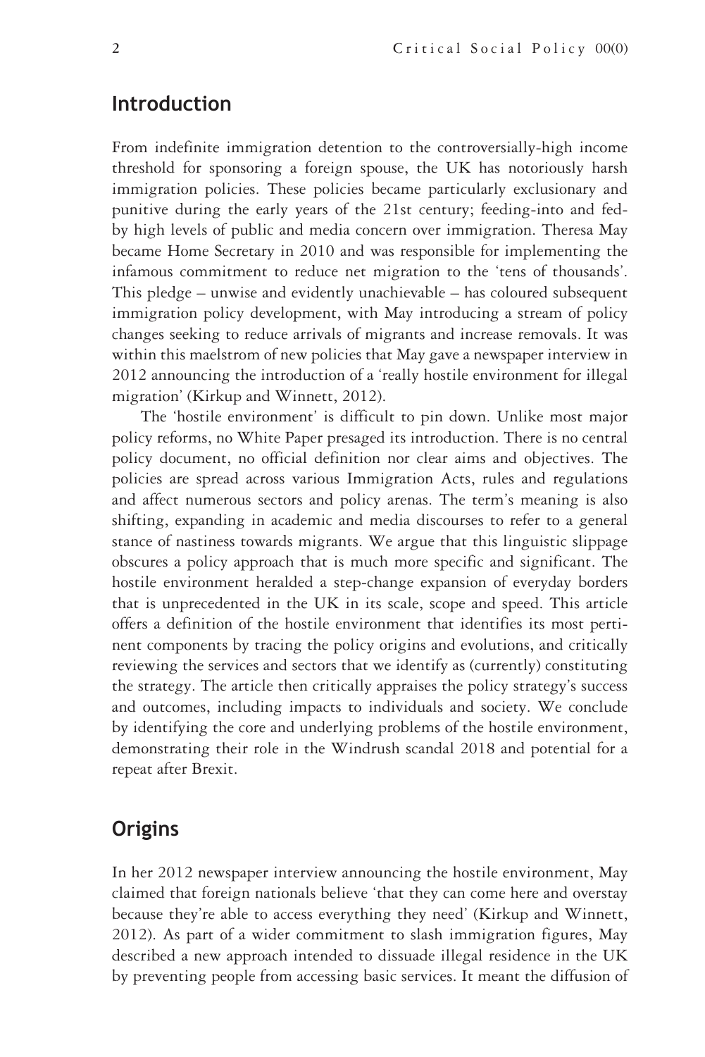## Introduction

From indefinite immigration detention to the controversially-high income threshold for sponsoring a foreign spouse, the UK has notoriously harsh immigration policies. These policies became particularly exclusionary and punitive during the early years of the 21st century; feeding-into and fed-by high levels of public and media concern over immigration. Theresa May became Home Secretary in 2010 and was responsible for implementing the infamous commitment to reduce net migration to the 'tens of thousands'. This pledge – unwise and evidently unachievable – has coloured subsequent immigration policy development, with May introducing a stream of policy changes seeking to reduce arrivals of migrants and increase removals. It was within this maelstrom of new policies that May gave a newspaper interview in 2012 announcing the introduction of a 'really hostile environment for illegal migration' (Kirkup and Winnett, 2012).

The 'hostile environment' is difficult to pin down. Unlike most major policy reforms, no White Paper presaged its introduction. There is no central policy document, no official definition nor clear aims and objectives. The policies are spread across various Immigration Acts, rules and regulations and affect numerous sectors and policy arenas. The term's meaning is also shifting, expanding in academic and media discourses to refer to a general stance of nastiness towards migrants. We argue that this linguistic slippage obscures a policy approach that is much more specific and significant. The hostile environment heralded a step-change expansion of everyday borders that is unprecedented in the UK in its scale, scope and speed. This article offers a definition of the hostile environment that identifies its most pertinent components by tracing the policy origins and evolutions, and critically reviewing the services and sectors that we identify as (currently) constituting the strategy. The article then critically appraises the policy strategy's success and outcomes, including impacts to individuals and society. We conclude by identifying the core and underlying problems of the hostile environment, demonstrating their role in the Windrush scandal 2018 and potential for a repeat after Brexit.

## Origins

In her 2012 newspaper interview announcing the hostile environment, May claimed that foreign nationals believe 'that they can come here and overstay because they're able to access everything they need' (Kirkup and Winnett, 2012). As part of a wider commitment to slash immigration figures, May described a new approach intended to dissuade illegal residence in the UK by preventing people from accessing basic services. It meant the diffusion of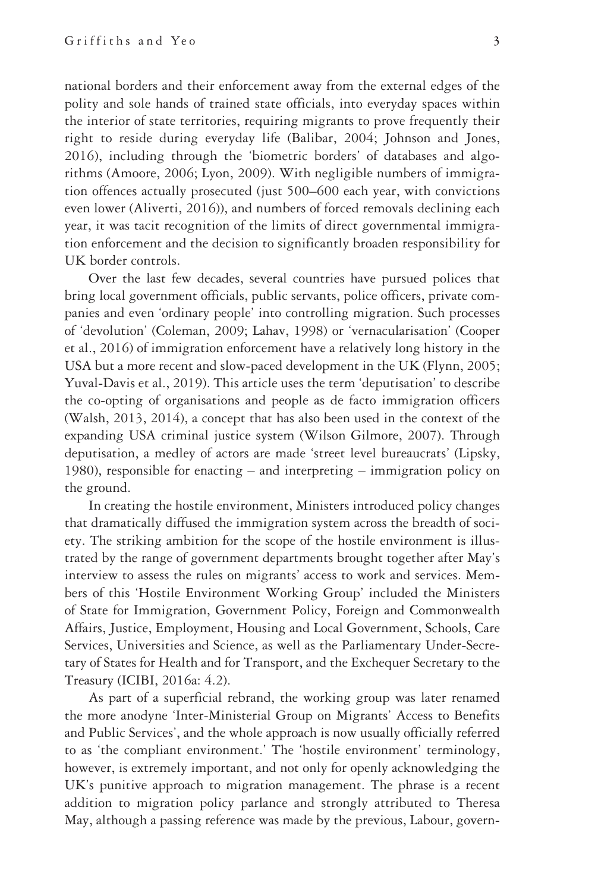national borders and their enforcement away from the external edges of the polity and sole hands of trained state officials, into everyday spaces within the interior of state territories, requiring migrants to prove frequently their right to reside during everyday life (Balibar, 2004; Johnson and Jones, 2016), including through the 'biometric borders' of databases and algorithms (Amoore, 2006; Lyon, 2009). With negligible numbers of immigration offences actually prosecuted (just 500–600 each year, with convictions even lower (Aliverti, 2016)), and numbers of forced removals declining each year, it was tacit recognition of the limits of direct governmental immigration enforcement and the decision to significantly broaden responsibility for UK border controls.

Over the last few decades, several countries have pursued polices that bring local government officials, public servants, police officers, private companies and even 'ordinary people' into controlling migration. Such processes of 'devolution' (Coleman, 2009; Lahav, 1998) or 'vernacularisation' (Cooper et al., 2016) of immigration enforcement have a relatively long history in the USA but a more recent and slow-paced development in the UK (Flynn, 2005; Yuval-Davis et al., 2019). This article uses the term 'deputisation' to describe the co-opting of organisations and people as de facto immigration officers (Walsh, 2013, 2014), a concept that has also been used in the context of the expanding USA criminal justice system (Wilson Gilmore, 2007). Through deputisation, a medley of actors are made 'street level bureaucrats' (Lipsky, 1980), responsible for enacting – and interpreting – immigration policy on the ground.

In creating the hostile environment, Ministers introduced policy changes that dramatically diffused the immigration system across the breadth of society. The striking ambition for the scope of the hostile environment is illustrated by the range of government departments brought together after May's interview to assess the rules on migrants' access to work and services. Members of this 'Hostile Environment Working Group' included the Ministers of State for Immigration, Government Policy, Foreign and Commonwealth Affairs, Justice, Employment, Housing and Local Government, Schools, Care Services, Universities and Science, as well as the Parliamentary Under-Secretary of States for Health and for Transport, and the Exchequer Secretary to the Treasury (ICIBI, 2016a: 4.2).

As part of a superficial rebrand, the working group was later renamed the more anodyne 'Inter-Ministerial Group on Migrants' Access to Benefits and Public Services', and the whole approach is now usually officially referred to as 'the compliant environment.' The 'hostile environment' terminology, however, is extremely important, and not only for openly acknowledging the UK's punitive approach to migration management. The phrase is a recent addition to migration policy parlance and strongly attributed to Theresa May, although a passing reference was made by the previous, Labour, govern-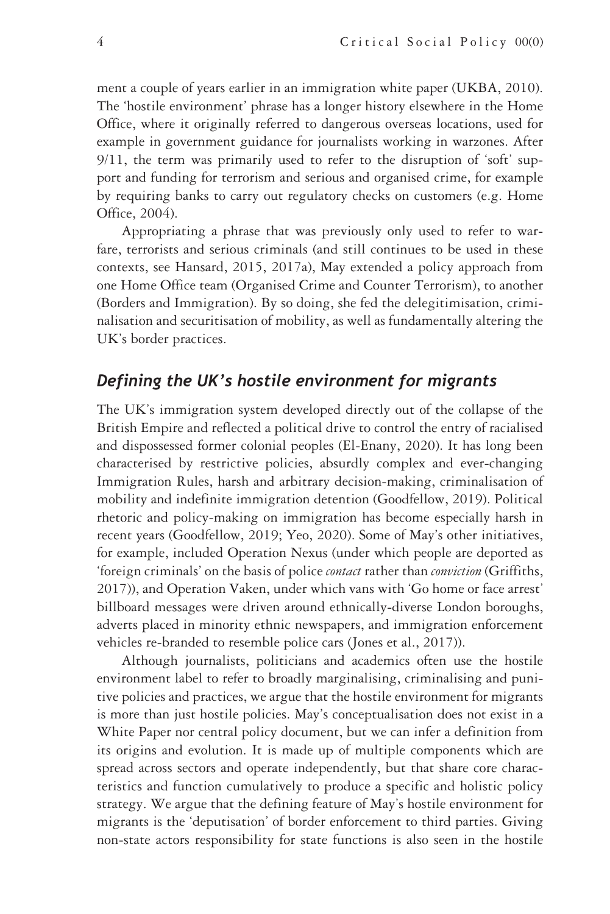ment a couple of years earlier in an immigration white paper (UKBA, 2010). The 'hostile environment' phrase has a longer history elsewhere in the Home Office, where it originally referred to dangerous overseas locations, used for example in government guidance for journalists working in warzones. After 9/11, the term was primarily used to refer to the disruption of 'soft' support and funding for terrorism and serious and organised crime, for example by requiring banks to carry out regulatory checks on customers (e.g. Home Office, 2004).

Appropriating a phrase that was previously only used to refer to warfare, terrorists and serious criminals (and still continues to be used in these contexts, see Hansard, 2015, 2017a), May extended a policy approach from one Home Office team (Organised Crime and Counter Terrorism), to another (Borders and Immigration). By so doing, she fed the delegitimisation, criminalisation and securitisation of mobility, as well as fundamentally altering the UK's border practices.

## Defining the UK's hostile environment for migrants

The UK's immigration system developed directly out of the collapse of the British Empire and reflected a political drive to control the entry of racialised and dispossessed former colonial peoples (El-Enany, 2020). It has long been characterised by restrictive policies, absurdly complex and ever-changing Immigration Rules, harsh and arbitrary decision-making, criminalisation of mobility and indefinite immigration detention (Goodfellow, 2019). Political rhetoric and policy-making on immigration has become especially harsh in recent years (Goodfellow, 2019; Yeo, 2020). Some of May's other initiatives, for example, included Operation Nexus (under which people are deported as 'foreign criminals' on the basis of police *contact* rather than *conviction* (Griffiths, 2017)), and Operation Vaken, under which vans with 'Go home or face arrest' billboard messages were driven around ethnically-diverse London boroughs, adverts placed in minority ethnic newspapers, and immigration enforcement vehicles re-branded to resemble police cars (Jones et al., 2017)).

Although journalists, politicians and academics often use the hostile environment label to refer to broadly marginalising, criminalising and punitive policies and practices, we argue that the hostile environment for migrants is more than just hostile policies. May's conceptualisation does not exist in a White Paper nor central policy document, but we can infer a definition from its origins and evolution. It is made up of multiple components which are spread across sectors and operate independently, but that share core characteristics and function cumulatively to produce a specific and holistic policy strategy. We argue that the defining feature of May's hostile environment for migrants is the 'deputisation' of border enforcement to third parties. Giving non-state actors responsibility for state functions is also seen in the hostile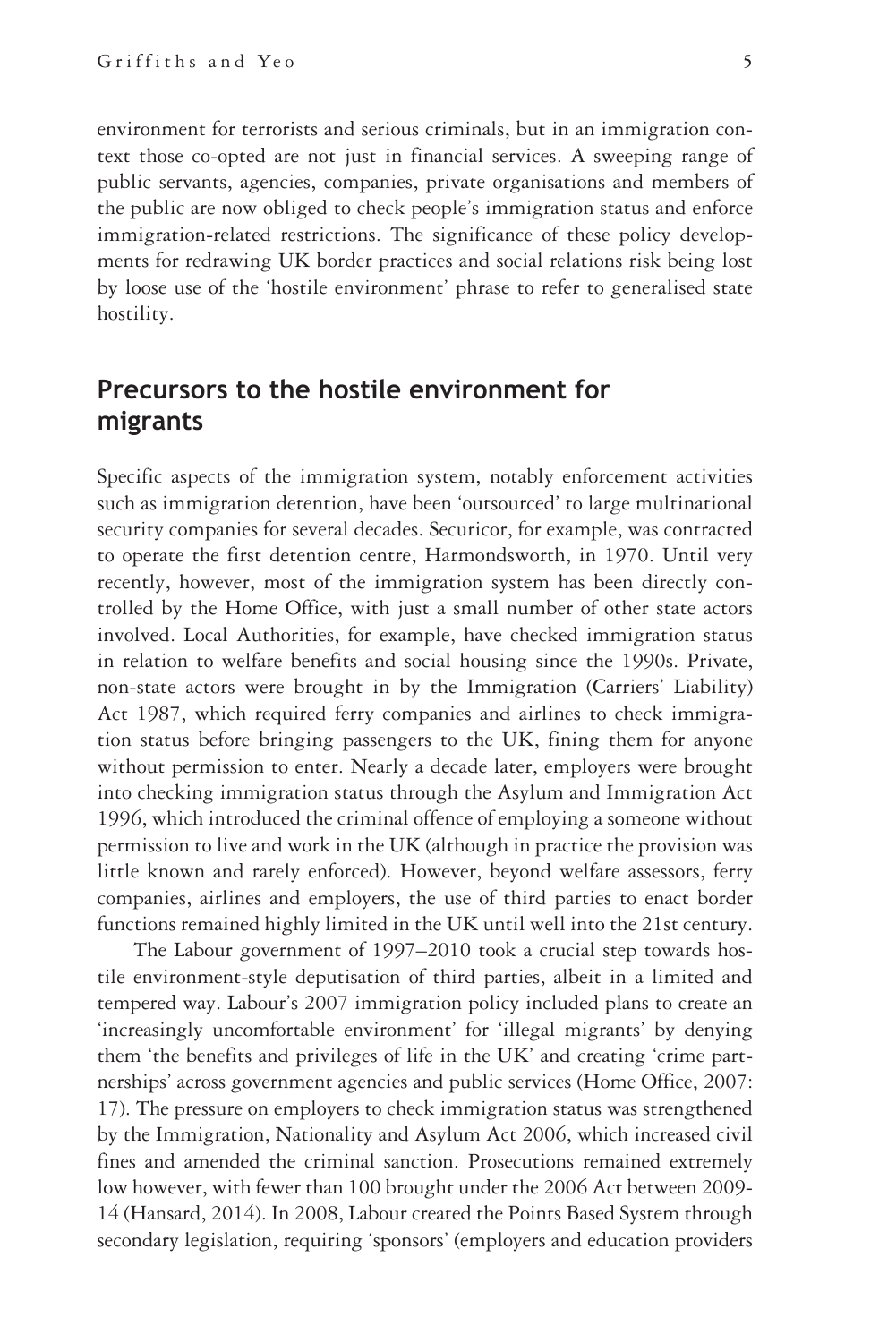environment for terrorists and serious criminals, but in an immigration context those co-opted are not just in financial services. A sweeping range of public servants, agencies, companies, private organisations and members of the public are now obliged to check people's immigration status and enforce immigration-related restrictions. The significance of these policy developments for redrawing UK border practices and social relations risk being lost by loose use of the 'hostile environment' phrase to refer to generalised state hostility.

## Precursors to the hostile environment for migrants

Specific aspects of the immigration system, notably enforcement activities such as immigration detention, have been 'outsourced' to large multinational security companies for several decades. Securicor, for example, was contracted to operate the first detention centre, Harmondsworth, in 1970. Until very recently, however, most of the immigration system has been directly controlled by the Home Office, with just a small number of other state actors involved. Local Authorities, for example, have checked immigration status in relation to welfare benefits and social housing since the 1990s. Private, non-state actors were brought in by the Immigration (Carriers' Liability) Act 1987, which required ferry companies and airlines to check immigration status before bringing passengers to the UK, fining them for anyone without permission to enter. Nearly a decade later, employers were brought into checking immigration status through the Asylum and Immigration Act 1996, which introduced the criminal offence of employing a someone without permission to live and work in the UK (although in practice the provision was little known and rarely enforced). However, beyond welfare assessors, ferry companies, airlines and employers, the use of third parties to enact border functions remained highly limited in the UK until well into the 21st century.

The Labour government of 1997–2010 took a crucial step towards hostile environment-style deputisation of third parties, albeit in a limited and tempered way. Labour's 2007 immigration policy included plans to create an 'increasingly uncomfortable environment' for 'illegal migrants' by denying them 'the benefits and privileges of life in the UK' and creating 'crime partnerships' across government agencies and public services (Home Office, 2007: 17). The pressure on employers to check immigration status was strengthened by the Immigration, Nationality and Asylum Act 2006, which increased civil fines and amended the criminal sanction. Prosecutions remained extremely low however, with fewer than 100 brought under the 2006 Act between 2009-14 (Hansard, 2014). In 2008, Labour created the Points Based System through secondary legislation, requiring 'sponsors' (employers and education providers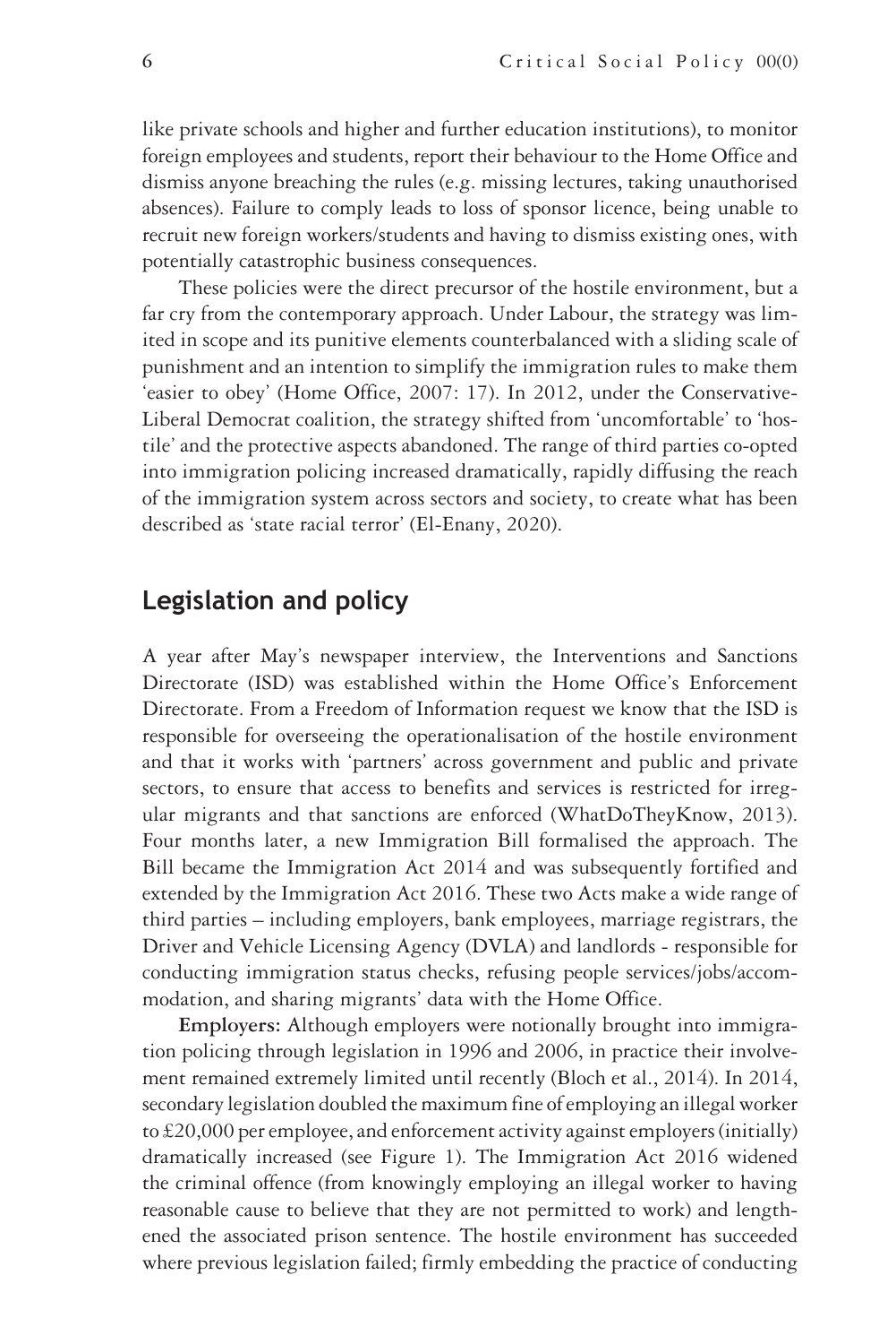like private schools and higher and further education institutions), to monitor foreign employees and students, report their behaviour to the Home Office and dismiss anyone breaching the rules (e.g. missing lectures, taking unauthorised absences). Failure to comply leads to loss of sponsor licence, being unable to recruit new foreign workers/students and having to dismiss existing ones, with potentially catastrophic business consequences.

These policies were the direct precursor of the hostile environment, but a far cry from the contemporary approach. Under Labour, the strategy was limited in scope and its punitive elements counterbalanced with a sliding scale of punishment and an intention to simplify the immigration rules to make them 'easier to obey' (Home Office, 2007: 17). In 2012, under the Conservative-Liberal Democrat coalition, the strategy shifted from 'uncomfortable' to 'hostile' and the protective aspects abandoned. The range of third parties co-opted into immigration policing increased dramatically, rapidly diffusing the reach of the immigration system across sectors and society, to create what has been described as 'state racial terror' (El-Enany, 2020).

## Legislation and policy

A year after May's newspaper interview, the Interventions and Sanctions Directorate (ISD) was established within the Home Office's Enforcement Directorate. From a Freedom of Information request we know that the ISD is responsible for overseeing the operationalisation of the hostile environment and that it works with 'partners' across government and public and private sectors, to ensure that access to benefits and services is restricted for irregular migrants and that sanctions are enforced (WhatDoTheyKnow, 2013). Four months later, a new Immigration Bill formalised the approach. The Bill became the Immigration Act 2014 and was subsequently fortified and extended by the Immigration Act 2016. These two Acts make a wide range of third parties – including employers, bank employees, marriage registrars, the Driver and Vehicle Licensing Agency (DVLA) and landlords - responsible for conducting immigration status checks, refusing people services/jobs/accommodation, and sharing migrants' data with the Home Office.

**Employers:** Although employers were notionally brought into immigration policing through legislation in 1996 and 2006, in practice their involvement remained extremely limited until recently (Bloch et al., 2014). In 2014, secondary legislation doubled the maximum fine of employing an illegal worker to £20,000 per employee, and enforcement activity against employers (initially) dramatically increased (see Figure 1). The Immigration Act 2016 widened the criminal offence (from knowingly employing an illegal worker to having reasonable cause to believe that they are not permitted to work) and lengthened the associated prison sentence. The hostile environment has succeeded where previous legislation failed; firmly embedding the practice of conducting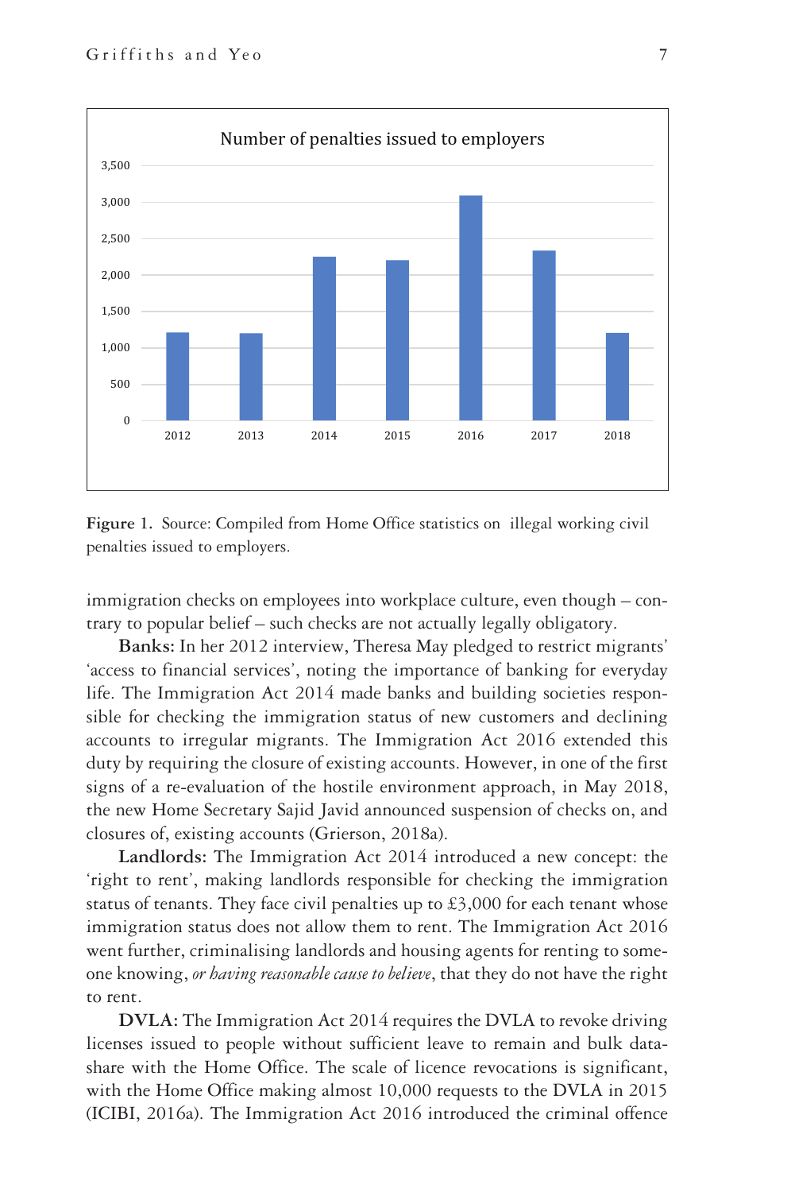**Figure 1.** Source: Compiled from Home Office statistics on illegal working civil penalties issued to employers.

immigration checks on employees into workplace culture, even though – contrary to popular belief – such checks are not actually legally obligatory.

**Banks:** In her 2012 interview, Theresa May pledged to restrict migrants' 'access to financial services', noting the importance of banking for everyday life. The Immigration Act 2014 made banks and building societies responsible for checking the immigration status of new customers and declining accounts to irregular migrants. The Immigration Act 2016 extended this duty by requiring the closure of existing accounts. However, in one of the first signs of a re-evaluation of the hostile environment approach, in May 2018, the new Home Secretary Sajid Javid announced suspension of checks on, and closures of, existing accounts (Grierson, 2018a).

**Landlords:** The Immigration Act 2014 introduced a new concept: the 'right to rent', making landlords responsible for checking the immigration status of tenants. They face civil penalties up to £3,000 for each tenant whose immigration status does not allow them to rent. The Immigration Act 2016 went further, criminalising landlords and housing agents for renting to someone knowing, *or having reasonable cause to believe*, that they do not have the right to rent.

**DVLA:** The Immigration Act 2014 requires the DVLA to revoke driving licenses issued to people without sufficient leave to remain and bulk data-share with the Home Office. The scale of licence revocations is significant, with the Home Office making almost 10,000 requests to the DVLA in 2015 (ICIBI, 2016a). The Immigration Act 2016 introduced the criminal offence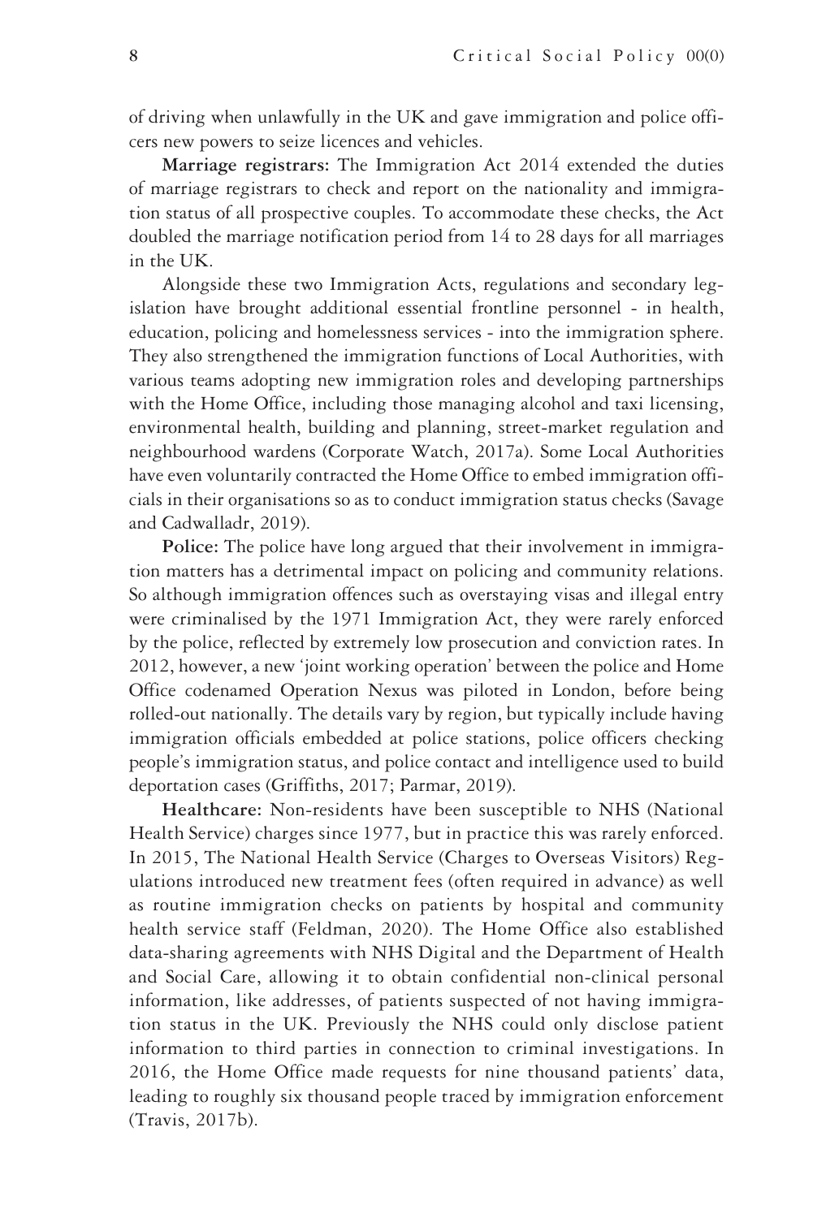of driving when unlawfully in the UK and gave immigration and police officers new powers to seize licences and vehicles.

**Marriage registrars:** The Immigration Act 2014 extended the duties of marriage registrars to check and report on the nationality and immigration status of all prospective couples. To accommodate these checks, the Act doubled the marriage notification period from 14 to 28 days for all marriages in the UK.

Alongside these two Immigration Acts, regulations and secondary legislation have brought additional essential frontline personnel - in health, education, policing and homelessness services - into the immigration sphere. They also strengthened the immigration functions of Local Authorities, with various teams adopting new immigration roles and developing partnerships with the Home Office, including those managing alcohol and taxi licensing, environmental health, building and planning, street-market regulation and neighbourhood wardens (Corporate Watch, 2017a). Some Local Authorities have even voluntarily contracted the Home Office to embed immigration officials in their organisations so as to conduct immigration status checks (Savage and Cadwalladr, 2019).

**Police:** The police have long argued that their involvement in immigration matters has a detrimental impact on policing and community relations. So although immigration offences such as overstaying visas and illegal entry were criminalised by the 1971 Immigration Act, they were rarely enforced by the police, reflected by extremely low prosecution and conviction rates. In 2012, however, a new 'joint working operation' between the police and Home Office codenamed Operation Nexus was piloted in London, before being rolled-out nationally. The details vary by region, but typically include having immigration officials embedded at police stations, police officers checking people's immigration status, and police contact and intelligence used to build deportation cases (Griffiths, 2017; Parmar, 2019).

**Healthcare:** Non-residents have been susceptible to NHS (National Health Service) charges since 1977, but in practice this was rarely enforced. In 2015, The National Health Service (Charges to Overseas Visitors) Regulations introduced new treatment fees (often required in advance) as well as routine immigration checks on patients by hospital and community health service staff (Feldman, 2020). The Home Office also established data-sharing agreements with NHS Digital and the Department of Health and Social Care, allowing it to obtain confidential non-clinical personal information, like addresses, of patients suspected of not having immigration status in the UK. Previously the NHS could only disclose patient information to third parties in connection to criminal investigations. In 2016, the Home Office made requests for nine thousand patients' data, leading to roughly six thousand people traced by immigration enforcement (Travis, 2017b).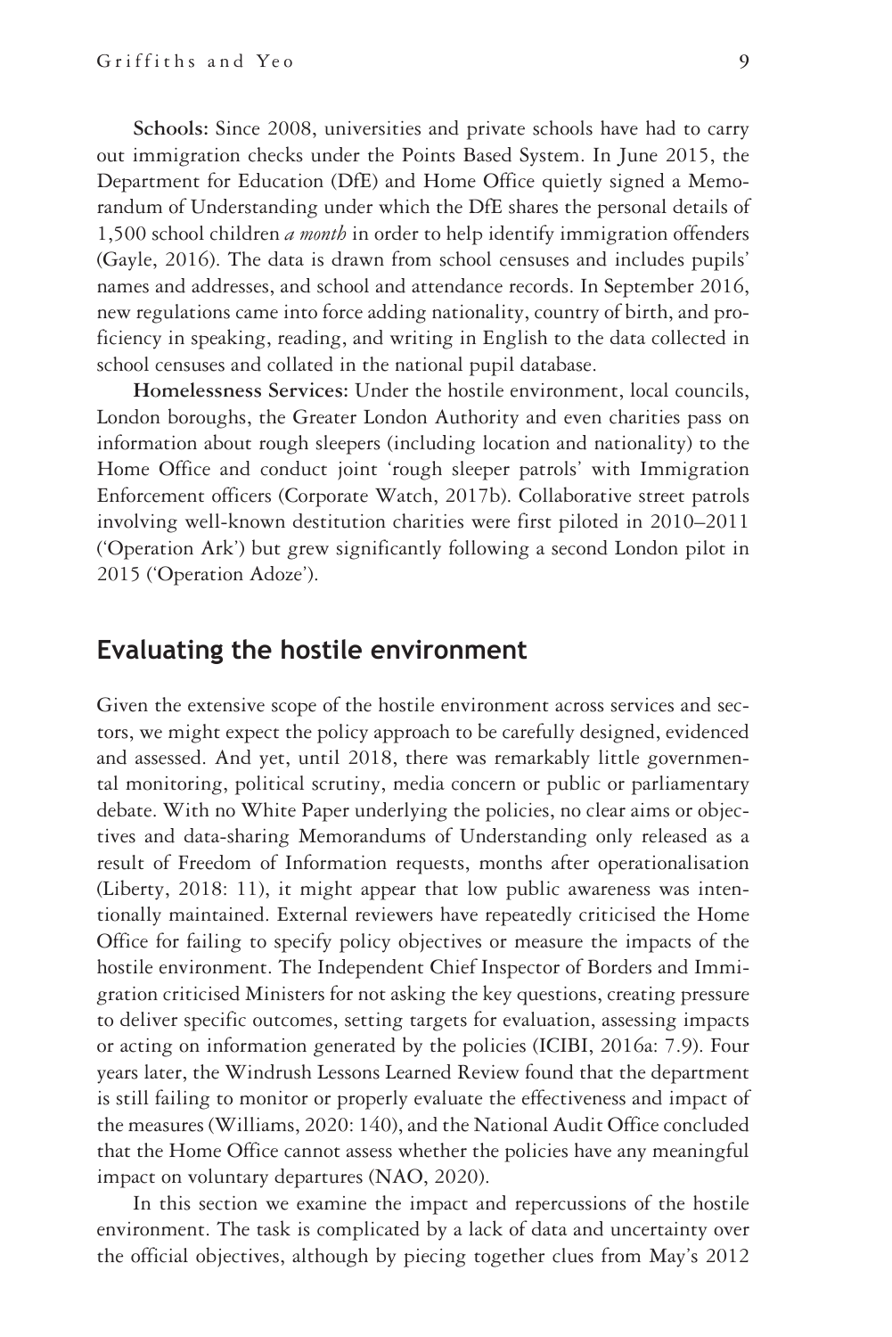**Schools:** Since 2008, universities and private schools have had to carry out immigration checks under the Points Based System. In June 2015, the Department for Education (DfE) and Home Office quietly signed a Memorandum of Understanding under which the DfE shares the personal details of 1,500 school children *a month* in order to help identify immigration offenders (Gayle, 2016). The data is drawn from school censuses and includes pupils' names and addresses, and school and attendance records. In September 2016, new regulations came into force adding nationality, country of birth, and proficiency in speaking, reading, and writing in English to the data collected in school censuses and collated in the national pupil database.

**Homelessness Services:** Under the hostile environment, local councils, London boroughs, the Greater London Authority and even charities pass on information about rough sleepers (including location and nationality) to the Home Office and conduct joint 'rough sleeper patrols' with Immigration Enforcement officers (Corporate Watch, 2017b). Collaborative street patrols involving well-known destitution charities were first piloted in 2010–2011 ('Operation Ark') but grew significantly following a second London pilot in 2015 ('Operation Adoze').

## Evaluating the hostile environment

Given the extensive scope of the hostile environment across services and sectors, we might expect the policy approach to be carefully designed, evidenced and assessed. And yet, until 2018, there was remarkably little governmental monitoring, political scrutiny, media concern or public or parliamentary debate. With no White Paper underlying the policies, no clear aims or objectives and data-sharing Memorandums of Understanding only released as a result of Freedom of Information requests, months after operationalisation (Liberty, 2018: 11), it might appear that low public awareness was intentionally maintained. External reviewers have repeatedly criticised the Home Office for failing to specify policy objectives or measure the impacts of the hostile environment. The Independent Chief Inspector of Borders and Immigration criticised Ministers for not asking the key questions, creating pressure to deliver specific outcomes, setting targets for evaluation, assessing impacts or acting on information generated by the policies (ICIBI, 2016a: 7.9). Four years later, the Windrush Lessons Learned Review found that the department is still failing to monitor or properly evaluate the effectiveness and impact of the measures (Williams, 2020: 140), and the National Audit Office concluded that the Home Office cannot assess whether the policies have any meaningful impact on voluntary departures (NAO, 2020).

In this section we examine the impact and repercussions of the hostile environment. The task is complicated by a lack of data and uncertainty over the official objectives, although by piecing together clues from May's 2012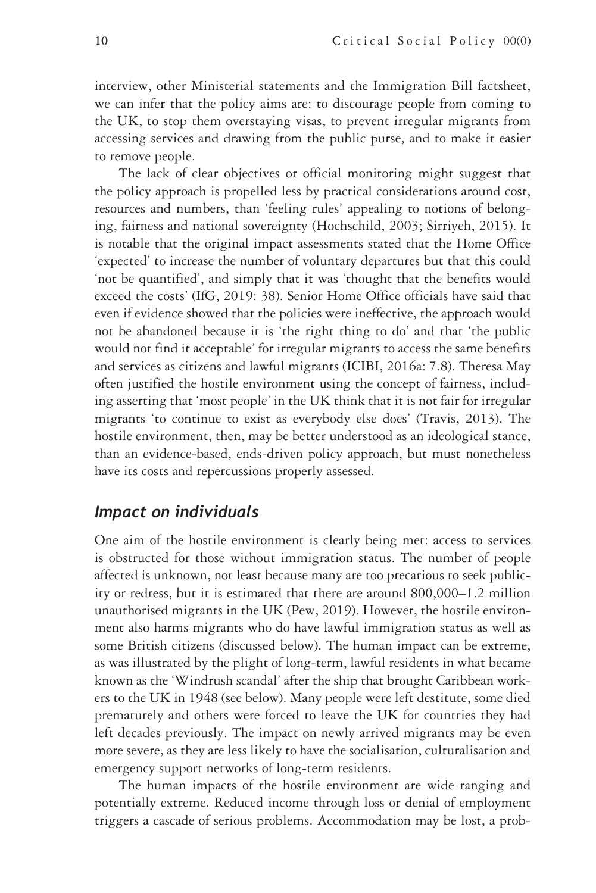interview, other Ministerial statements and the Immigration Bill factsheet, we can infer that the policy aims are: to discourage people from coming to the UK, to stop them overstaying visas, to prevent irregular migrants from accessing services and drawing from the public purse, and to make it easier to remove people.

The lack of clear objectives or official monitoring might suggest that the policy approach is propelled less by practical considerations around cost, resources and numbers, than 'feeling rules' appealing to notions of belonging, fairness and national sovereignty (Hochschild, 2003; Sirriyeh, 2015). It is notable that the original impact assessments stated that the Home Office 'expected' to increase the number of voluntary departures but that this could 'not be quantified', and simply that it was 'thought that the benefits would exceed the costs' (IfG, 2019: 38). Senior Home Office officials have said that even if evidence showed that the policies were ineffective, the approach would not be abandoned because it is 'the right thing to do' and that 'the public would not find it acceptable' for irregular migrants to access the same benefits and services as citizens and lawful migrants (ICIBI, 2016a: 7.8). Theresa May often justified the hostile environment using the concept of fairness, including asserting that 'most people' in the UK think that it is not fair for irregular migrants 'to continue to exist as everybody else does' (Travis, 2013). The hostile environment, then, may be better understood as an ideological stance, than an evidence-based, ends-driven policy approach, but must nonetheless have its costs and repercussions properly assessed.

## *Impact on individuals*

One aim of the hostile environment is clearly being met: access to services is obstructed for those without immigration status. The number of people affected is unknown, not least because many are too precarious to seek publicity or redress, but it is estimated that there are around 800,000–1.2 million unauthorised migrants in the UK (Pew, 2019). However, the hostile environment also harms migrants who do have lawful immigration status as well as some British citizens (discussed below). The human impact can be extreme, as was illustrated by the plight of long-term, lawful residents in what became known as the 'Windrush scandal' after the ship that brought Caribbean workers to the UK in 1948 (see below). Many people were left destitute, some died prematurely and others were forced to leave the UK for countries they had left decades previously. The impact on newly arrived migrants may be even more severe, as they are less likely to have the socialisation, culturalisation and emergency support networks of long-term residents.

The human impacts of the hostile environment are wide ranging and potentially extreme. Reduced income through loss or denial of employment triggers a cascade of serious problems. Accommodation may be lost, a prob-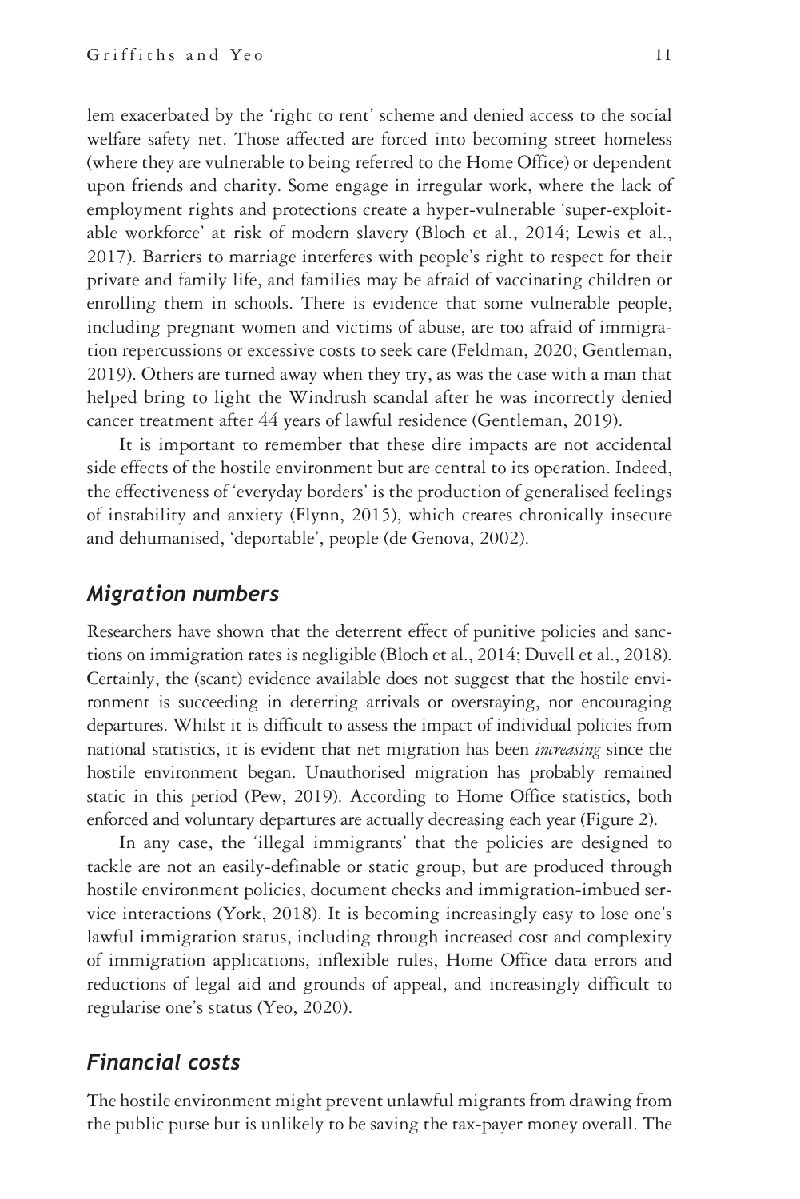lem exacerbated by the 'right to rent' scheme and denied access to the social welfare safety net. Those affected are forced into becoming street homeless (where they are vulnerable to being referred to the Home Office) or dependent upon friends and charity. Some engage in irregular work, where the lack of employment rights and protections create a hyper-vulnerable 'super-exploitable workforce' at risk of modern slavery (Bloch et al., 2014; Lewis et al., 2017). Barriers to marriage interferes with people's right to respect for their private and family life, and families may be afraid of vaccinating children or enrolling them in schools. There is evidence that some vulnerable people, including pregnant women and victims of abuse, are too afraid of immigration repercussions or excessive costs to seek care (Feldman, 2020; Gentleman, 2019). Others are turned away when they try, as was the case with a man that helped bring to light the Windrush scandal after he was incorrectly denied cancer treatment after 44 years of lawful residence (Gentleman, 2019).

It is important to remember that these dire impacts are not accidental side effects of the hostile environment but are central to its operation. Indeed, the effectiveness of 'everyday borders' is the production of generalised feelings of instability and anxiety (Flynn, 2015), which creates chronically insecure and dehumanised, 'deportable', people (de Genova, 2002).

## *Migration numbers*

Researchers have shown that the deterrent effect of punitive policies and sanctions on immigration rates is negligible (Bloch et al., 2014; Duvell et al., 2018). Certainly, the (scant) evidence available does not suggest that the hostile environment is succeeding in deterring arrivals or overstaying, nor encouraging departures. Whilst it is difficult to assess the impact of individual policies from national statistics, it is evident that net migration has been *increasing* since the hostile environment began. Unauthorised migration has probably remained static in this period (Pew, 2019). According to Home Office statistics, both enforced and voluntary departures are actually decreasing each year (Figure 2).

In any case, the 'illegal immigrants' that the policies are designed to tackle are not an easily-definable or static group, but are produced through hostile environment policies, document checks and immigration-imbued service interactions (York, 2018). It is becoming increasingly easy to lose one's lawful immigration status, including through increased cost and complexity of immigration applications, inflexible rules, Home Office data errors and reductions of legal aid and grounds of appeal, and increasingly difficult to regularise one's status (Yeo, 2020).

## *Financial costs*

The hostile environment might prevent unlawful migrants from drawing from the public purse but is unlikely to be saving the tax-payer money overall. The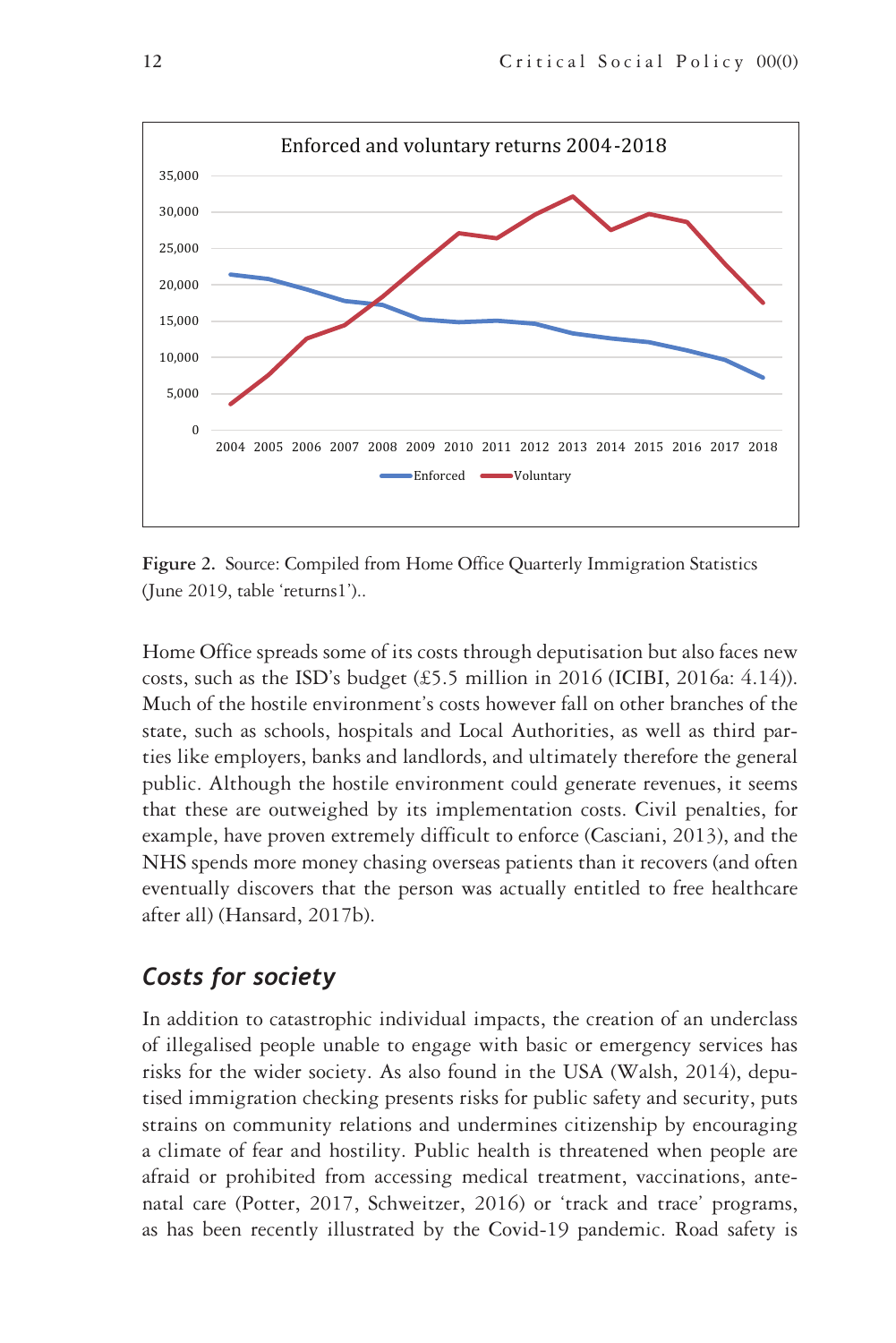Figure 2. Source: Compiled from Home Office Quarterly Immigration Statistics (June 2019, table 'returns1')..

Home Office spreads some of its costs through deputisation but also faces new costs, such as the ISD's budget (£5.5 million in 2016 (ICIBI, 2016a: 4.14)). Much of the hostile environment's costs however fall on other branches of the state, such as schools, hospitals and Local Authorities, as well as third parties like employers, banks and landlords, and ultimately therefore the general public. Although the hostile environment could generate revenues, it seems that these are outweighed by its implementation costs. Civil penalties, for example, have proven extremely difficult to enforce (Casciani, 2013), and the NHS spends more money chasing overseas patients than it recovers (and often eventually discovers that the person was actually entitled to free healthcare after all) (Hansard, 2017b).

## *Costs for society*

In addition to catastrophic individual impacts, the creation of an underclass of illegalised people unable to engage with basic or emergency services has risks for the wider society. As also found in the USA (Walsh, 2014), deputised immigration checking presents risks for public safety and security, puts strains on community relations and undermines citizenship by encouraging a climate of fear and hostility. Public health is threatened when people are afraid or prohibited from accessing medical treatment, vaccinations, antenatal care (Potter, 2017, Schweitzer, 2016) or 'track and trace' programs, as has been recently illustrated by the Covid-19 pandemic. Road safety is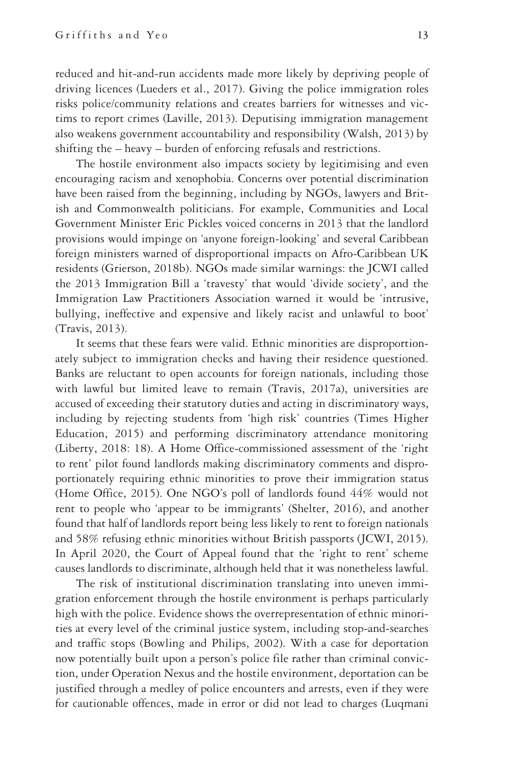reduced and hit-and-run accidents made more likely by depriving people of driving licences (Lueders et al., 2017). Giving the police immigration roles risks police/community relations and creates barriers for witnesses and victims to report crimes (Laville, 2013). Deputising immigration management also weakens government accountability and responsibility (Walsh, 2013) by shifting the – heavy – burden of enforcing refusals and restrictions.

The hostile environment also impacts society by legitimising and even encouraging racism and xenophobia. Concerns over potential discrimination have been raised from the beginning, including by NGOs, lawyers and British and Commonwealth politicians. For example, Communities and Local Government Minister Eric Pickles voiced concerns in 2013 that the landlord provisions would impinge on 'anyone foreign-looking' and several Caribbean foreign ministers warned of disproportional impacts on Afro-Caribbean UK residents (Grierson, 2018b). NGOs made similar warnings: the JCWI called the 2013 Immigration Bill a 'travesty' that would 'divide society', and the Immigration Law Practitioners Association warned it would be 'intrusive, bullying, ineffective and expensive and likely racist and unlawful to boot' (Travis, 2013).

It seems that these fears were valid. Ethnic minorities are disproportionately subject to immigration checks and having their residence questioned. Banks are reluctant to open accounts for foreign nationals, including those with lawful but limited leave to remain (Travis, 2017a), universities are accused of exceeding their statutory duties and acting in discriminatory ways, including by rejecting students from 'high risk' countries (Times Higher Education, 2015) and performing discriminatory attendance monitoring (Liberty, 2018: 18). A Home Office-commissioned assessment of the 'right to rent' pilot found landlords making discriminatory comments and disproportionately requiring ethnic minorities to prove their immigration status (Home Office, 2015). One NGO's poll of landlords found 44% would not rent to people who 'appear to be immigrants' (Shelter, 2016), and another found that half of landlords report being less likely to rent to foreign nationals and 58% refusing ethnic minorities without British passports (JCWI, 2015). In April 2020, the Court of Appeal found that the 'right to rent' scheme causes landlords to discriminate, although held that it was nonetheless lawful.

The risk of institutional discrimination translating into uneven immigration enforcement through the hostile environment is perhaps particularly high with the police. Evidence shows the overrepresentation of ethnic minorities at every level of the criminal justice system, including stop-and-searches and traffic stops (Bowling and Philips, 2002). With a case for deportation now potentially built upon a person's police file rather than criminal conviction, under Operation Nexus and the hostile environment, deportation can be justified through a medley of police encounters and arrests, even if they were for cautionable offences, made in error or did not lead to charges (Luqmani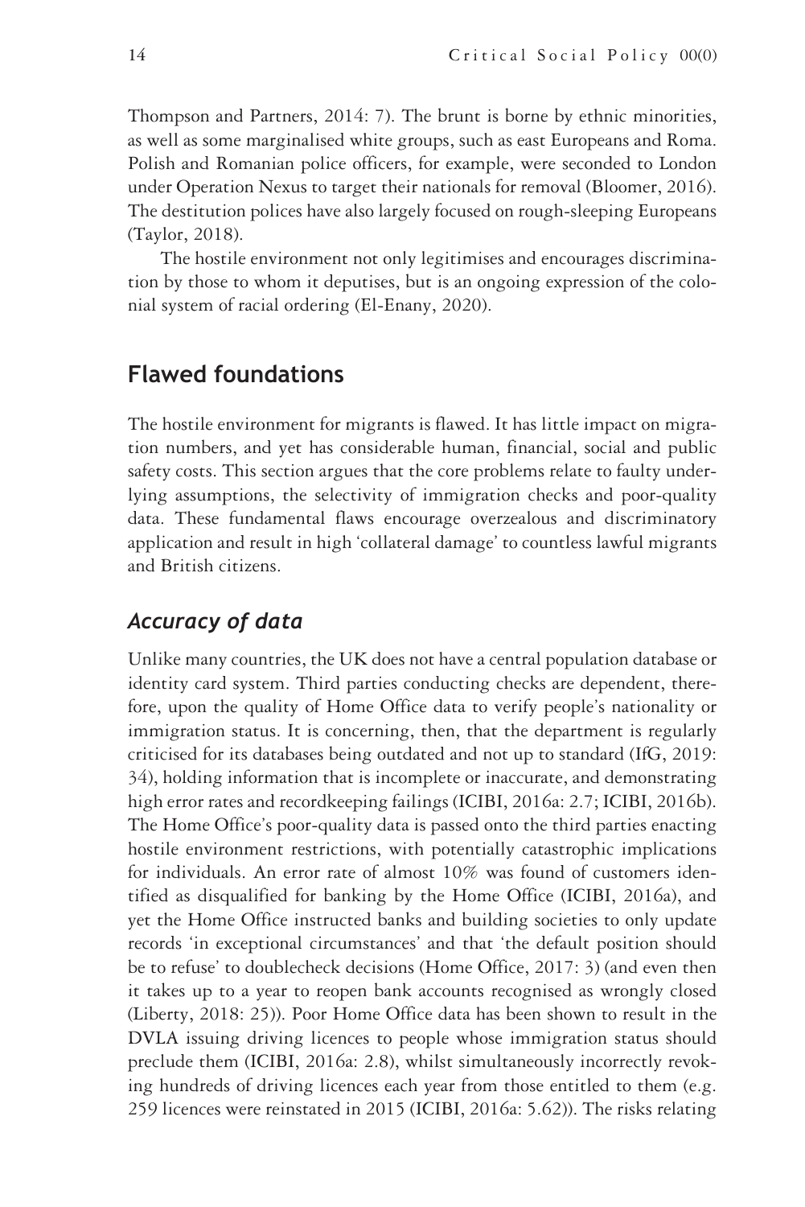Thompson and Partners, 2014: 7). The brunt is borne by ethnic minorities, as well as some marginalised white groups, such as east Europeans and Roma. Polish and Romanian police officers, for example, were seconded to London under Operation Nexus to target their nationals for removal (Bloomer, 2016). The destitution polices have also largely focused on rough-sleeping Europeans (Taylor, 2018).

The hostile environment not only legitimises and encourages discrimination by those to whom it deputises, but is an ongoing expression of the colonial system of racial ordering (El-Enany, 2020).

## Flawed foundations

The hostile environment for migrants is flawed. It has little impact on migration numbers, and yet has considerable human, financial, social and public safety costs. This section argues that the core problems relate to faulty underlying assumptions, the selectivity of immigration checks and poor-quality data. These fundamental flaws encourage overzealous and discriminatory application and result in high 'collateral damage' to countless lawful migrants and British citizens.

### *Accuracy of data*

Unlike many countries, the UK does not have a central population database or identity card system. Third parties conducting checks are dependent, therefore, upon the quality of Home Office data to verify people's nationality or immigration status. It is concerning, then, that the department is regularly criticised for its databases being outdated and not up to standard (IfG, 2019: 34), holding information that is incomplete or inaccurate, and demonstrating high error rates and recordkeeping failings (ICIBI, 2016a: 2.7; ICIBI, 2016b). The Home Office's poor-quality data is passed onto the third parties enacting hostile environment restrictions, with potentially catastrophic implications for individuals. An error rate of almost 10% was found of customers identified as disqualified for banking by the Home Office (ICIBI, 2016a), and yet the Home Office instructed banks and building societies to only update records 'in exceptional circumstances' and that 'the default position should be to refuse' to doublecheck decisions (Home Office, 2017: 3) (and even then it takes up to a year to reopen bank accounts recognised as wrongly closed (Liberty, 2018: 25)). Poor Home Office data has been shown to result in the DVLA issuing driving licences to people whose immigration status should preclude them (ICIBI, 2016a: 2.8), whilst simultaneously incorrectly revoking hundreds of driving licences each year from those entitled to them (e.g. 259 licences were reinstated in 2015 (ICIBI, 2016a: 5.62)). The risks relating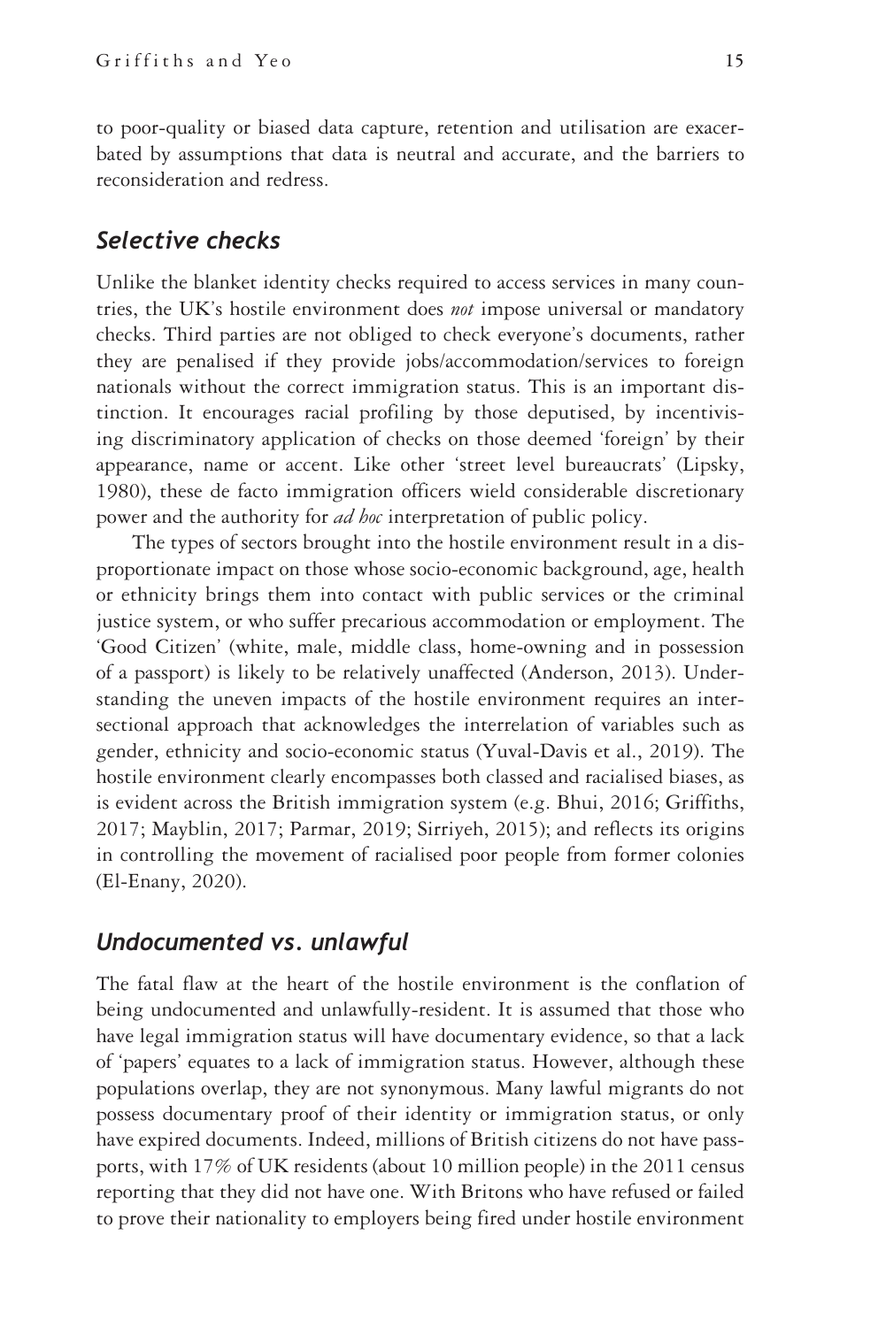to poor-quality or biased data capture, retention and utilisation are exacerbated by assumptions that data is neutral and accurate, and the barriers to reconsideration and redress.

## *Selective checks*

Unlike the blanket identity checks required to access services in many countries, the UK's hostile environment does *not* impose universal or mandatory checks. Third parties are not obliged to check everyone's documents, rather they are penalised if they provide jobs/accommodation/services to foreign nationals without the correct immigration status. This is an important distinction. It encourages racial profiling by those deputised, by incentivising discriminatory application of checks on those deemed 'foreign' by their appearance, name or accent. Like other 'street level bureaucrats' (Lipsky, 1980), these de facto immigration officers wield considerable discretionary power and the authority for *ad hoc* interpretation of public policy.

The types of sectors brought into the hostile environment result in a disproportionate impact on those whose socio-economic background, age, health or ethnicity brings them into contact with public services or the criminal justice system, or who suffer precarious accommodation or employment. The 'Good Citizen' (white, male, middle class, home-owning and in possession of a passport) is likely to be relatively unaffected (Anderson, 2013). Understanding the uneven impacts of the hostile environment requires an intersectional approach that acknowledges the interrelation of variables such as gender, ethnicity and socio-economic status (Yuval-Davis et al., 2019). The hostile environment clearly encompasses both classed and racialised biases, as is evident across the British immigration system (e.g. Bhui, 2016; Griffiths, 2017; Mayblin, 2017; Parmar, 2019; Sirriyeh, 2015); and reflects its origins in controlling the movement of racialised poor people from former colonies (El-Enany, 2020).

## *Undocumented vs. unlawful*

The fatal flaw at the heart of the hostile environment is the conflation of being undocumented and unlawfully-resident. It is assumed that those who have legal immigration status will have documentary evidence, so that a lack of 'papers' equates to a lack of immigration status. However, although these populations overlap, they are not synonymous. Many lawful migrants do not possess documentary proof of their identity or immigration status, or only have expired documents. Indeed, millions of British citizens do not have passports, with 17% of UK residents (about 10 million people) in the 2011 census reporting that they did not have one. With Britons who have refused or failed to prove their nationality to employers being fired under hostile environment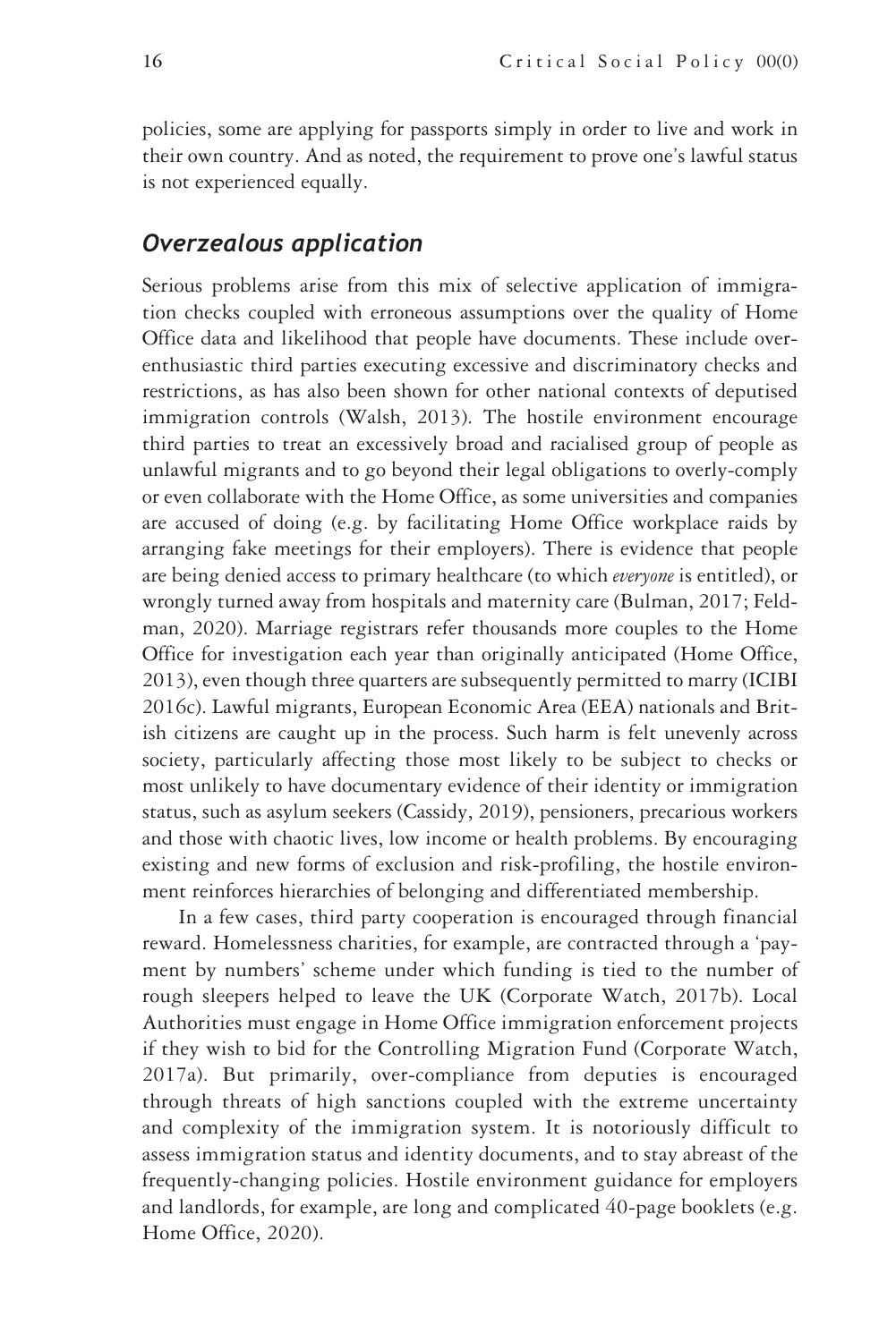policies, some are applying for passports simply in order to live and work in their own country. And as noted, the requirement to prove one's lawful status is not experienced equally.

## *Overzealous application*

Serious problems arise from this mix of selective application of immigration checks coupled with erroneous assumptions over the quality of Home Office data and likelihood that people have documents. These include over-enthusiastic third parties executing excessive and discriminatory checks and restrictions, as has also been shown for other national contexts of deputised immigration controls (Walsh, 2013). The hostile environment encourage third parties to treat an excessively broad and racialised group of people as unlawful migrants and to go beyond their legal obligations to overly-comply or even collaborate with the Home Office, as some universities and companies are accused of doing (e.g. by facilitating Home Office workplace raids by arranging fake meetings for their employers). There is evidence that people are being denied access to primary healthcare (to which *everyone* is entitled), or wrongly turned away from hospitals and maternity care (Bulman, 2017; Feldman, 2020). Marriage registrars refer thousands more couples to the Home Office for investigation each year than originally anticipated (Home Office, 2013), even though three quarters are subsequently permitted to marry (ICIBI 2016c). Lawful migrants, European Economic Area (EEA) nationals and British citizens are caught up in the process. Such harm is felt unevenly across society, particularly affecting those most likely to be subject to checks or most unlikely to have documentary evidence of their identity or immigration status, such as asylum seekers (Cassidy, 2019), pensioners, precarious workers and those with chaotic lives, low income or health problems. By encouraging existing and new forms of exclusion and risk-profiling, the hostile environment reinforces hierarchies of belonging and differentiated membership.

In a few cases, third party cooperation is encouraged through financial reward. Homelessness charities, for example, are contracted through a 'payment by numbers' scheme under which funding is tied to the number of rough sleepers helped to leave the UK (Corporate Watch, 2017b). Local Authorities must engage in Home Office immigration enforcement projects if they wish to bid for the Controlling Migration Fund (Corporate Watch, 2017a). But primarily, over-compliance from deputies is encouraged through threats of high sanctions coupled with the extreme uncertainty and complexity of the immigration system. It is notoriously difficult to assess immigration status and identity documents, and to stay abreast of the frequently-changing policies. Hostile environment guidance for employers and landlords, for example, are long and complicated 40-page booklets (e.g. Home Office, 2020).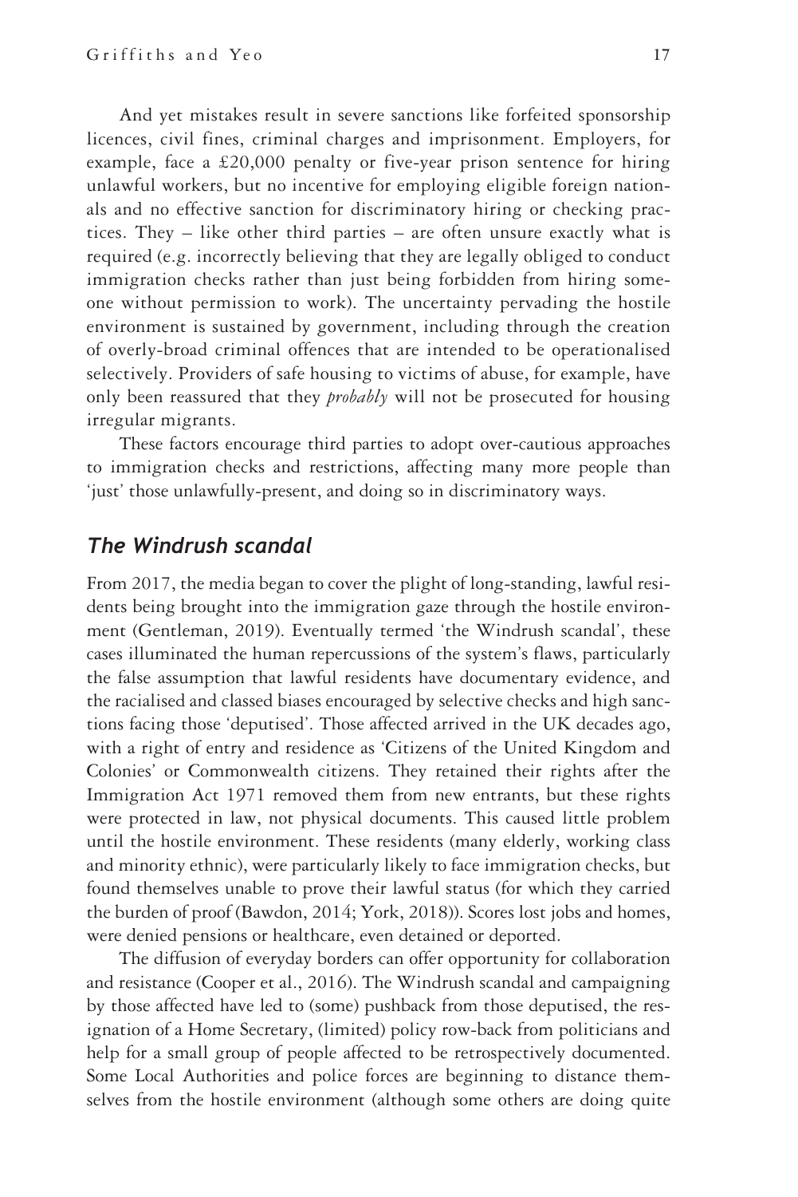And yet mistakes result in severe sanctions like forfeited sponsorship licences, civil fines, criminal charges and imprisonment. Employers, for example, face a £20,000 penalty or five-year prison sentence for hiring unlawful workers, but no incentive for employing eligible foreign nationals and no effective sanction for discriminatory hiring or checking practices. They – like other third parties – are often unsure exactly what is required (e.g. incorrectly believing that they are legally obliged to conduct immigration checks rather than just being forbidden from hiring someone without permission to work). The uncertainty pervading the hostile environment is sustained by government, including through the creation of overly-broad criminal offences that are intended to be operationalised selectively. Providers of safe housing to victims of abuse, for example, have only been reassured that they *probably* will not be prosecuted for housing irregular migrants.

These factors encourage third parties to adopt over-cautious approaches to immigration checks and restrictions, affecting many more people than 'just' those unlawfully-present, and doing so in discriminatory ways.

## *The Windrush scandal*

From 2017, the media began to cover the plight of long-standing, lawful residents being brought into the immigration gaze through the hostile environment (Gentleman, 2019). Eventually termed 'the Windrush scandal', these cases illuminated the human repercussions of the system's flaws, particularly the false assumption that lawful residents have documentary evidence, and the racialised and classed biases encouraged by selective checks and high sanctions facing those 'deputised'. Those affected arrived in the UK decades ago, with a right of entry and residence as 'Citizens of the United Kingdom and Colonies' or Commonwealth citizens. They retained their rights after the Immigration Act 1971 removed them from new entrants, but these rights were protected in law, not physical documents. This caused little problem until the hostile environment. These residents (many elderly, working class and minority ethnic), were particularly likely to face immigration checks, but found themselves unable to prove their lawful status (for which they carried the burden of proof (Bawdon, 2014; York, 2018)). Scores lost jobs and homes, were denied pensions or healthcare, even detained or deported.

The diffusion of everyday borders can offer opportunity for collaboration and resistance (Cooper et al., 2016). The Windrush scandal and campaigning by those affected have led to (some) pushback from those deputised, the resignation of a Home Secretary, (limited) policy row-back from politicians and help for a small group of people affected to be retrospectively documented. Some Local Authorities and police forces are beginning to distance themselves from the hostile environment (although some others are doing quite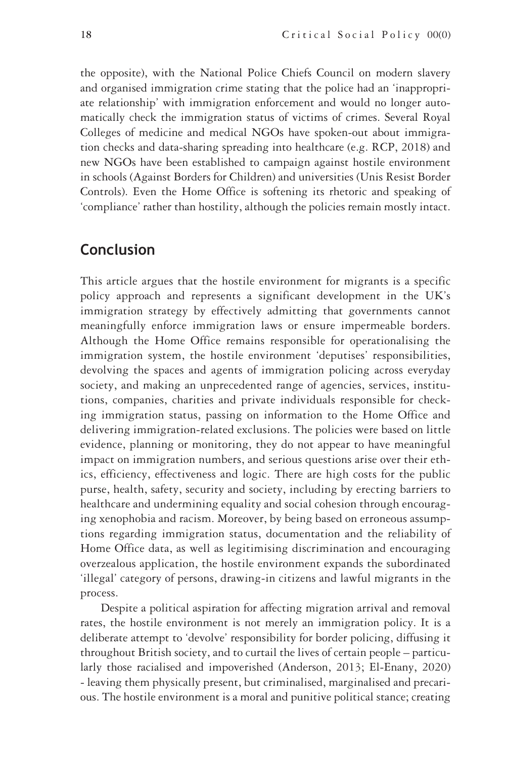the opposite), with the National Police Chiefs Council on modern slavery and organised immigration crime stating that the police had an 'inappropriate relationship' with immigration enforcement and would no longer automatically check the immigration status of victims of crimes. Several Royal Colleges of medicine and medical NGOs have spoken-out about immigration checks and data-sharing spreading into healthcare (e.g. RCP, 2018) and new NGOs have been established to campaign against hostile environment in schools (Against Borders for Children) and universities (Unis Resist Border Controls). Even the Home Office is softening its rhetoric and speaking of 'compliance' rather than hostility, although the policies remain mostly intact.

## Conclusion

This article argues that the hostile environment for migrants is a specific policy approach and represents a significant development in the UK's immigration strategy by effectively admitting that governments cannot meaningfully enforce immigration laws or ensure impermeable borders. Although the Home Office remains responsible for operationalising the immigration system, the hostile environment 'deputises' responsibilities, devolving the spaces and agents of immigration policing across everyday society, and making an unprecedented range of agencies, services, institutions, companies, charities and private individuals responsible for checking immigration status, passing on information to the Home Office and delivering immigration-related exclusions. The policies were based on little evidence, planning or monitoring, they do not appear to have meaningful impact on immigration numbers, and serious questions arise over their ethics, efficiency, effectiveness and logic. There are high costs for the public purse, health, safety, security and society, including by erecting barriers to healthcare and undermining equality and social cohesion through encouraging xenophobia and racism. Moreover, by being based on erroneous assumptions regarding immigration status, documentation and the reliability of Home Office data, as well as legitimising discrimination and encouraging overzealous application, the hostile environment expands the subordinated 'illegal' category of persons, drawing-in citizens and lawful migrants in the process.

Despite a political aspiration for affecting migration arrival and removal rates, the hostile environment is not merely an immigration policy. It is a deliberate attempt to 'devolve' responsibility for border policing, diffusing it throughout British society, and to curtail the lives of certain people – particularly those racialised and impoverished (Anderson, 2013; El-Enany, 2020) - leaving them physically present, but criminalised, marginalised and precarious. The hostile environment is a moral and punitive political stance; creating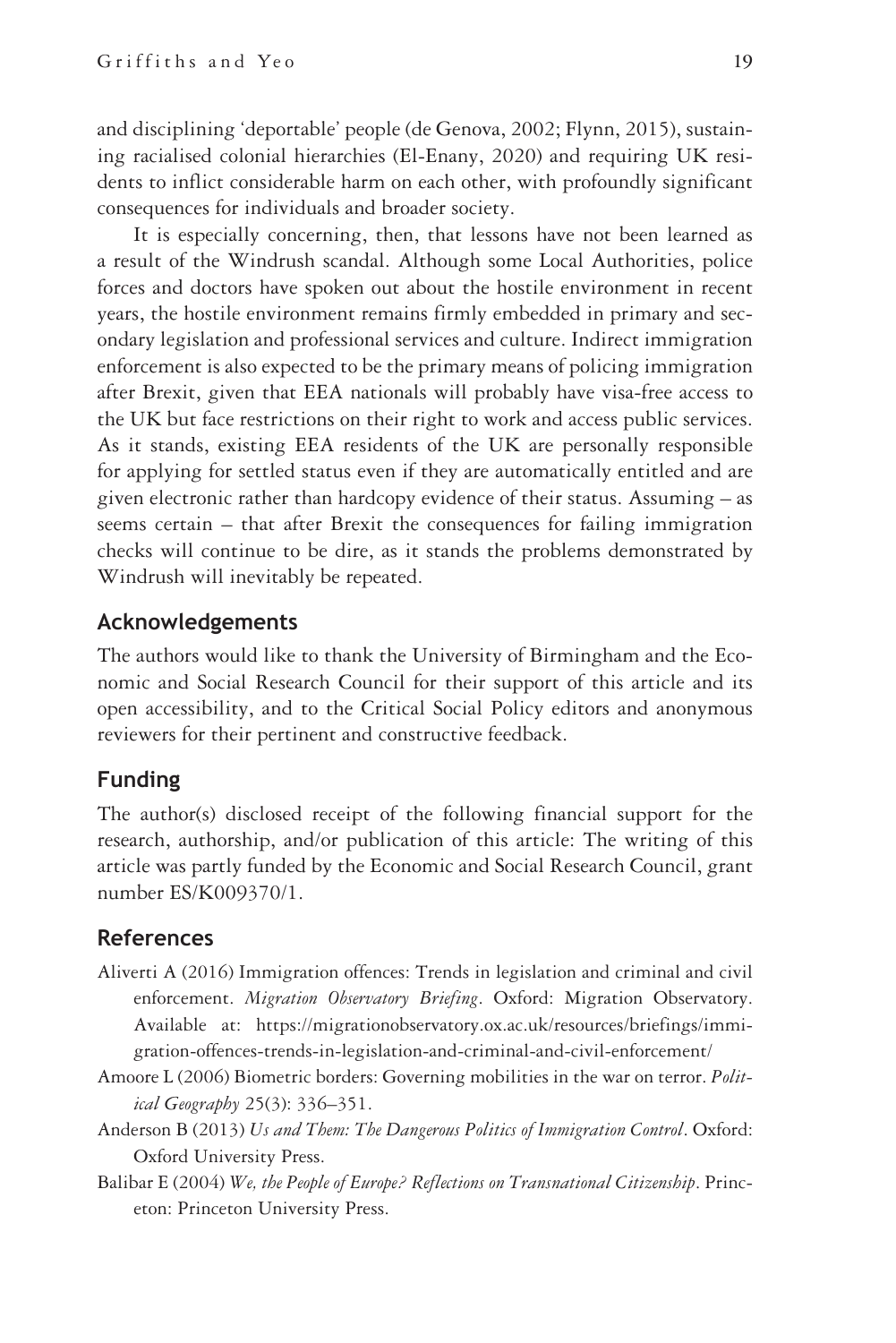and disciplining 'deportable' people (de Genova, 2002; Flynn, 2015), sustaining racialised colonial hierarchies (El-Enany, 2020) and requiring UK residents to inflict considerable harm on each other, with profoundly significant consequences for individuals and broader society.

It is especially concerning, then, that lessons have not been learned as a result of the Windrush scandal. Although some Local Authorities, police forces and doctors have spoken out about the hostile environment in recent years, the hostile environment remains firmly embedded in primary and secondary legislation and professional services and culture. Indirect immigration enforcement is also expected to be the primary means of policing immigration after Brexit, given that EEA nationals will probably have visa-free access to the UK but face restrictions on their right to work and access public services. As it stands, existing EEA residents of the UK are personally responsible for applying for settled status even if they are automatically entitled and are given electronic rather than hardcopy evidence of their status. Assuming – as seems certain – that after Brexit the consequences for failing immigration checks will continue to be dire, as it stands the problems demonstrated by Windrush will inevitably be repeated.

## Acknowledgements

The authors would like to thank the University of Birmingham and the Economic and Social Research Council for their support of this article and its open accessibility, and to the Critical Social Policy editors and anonymous reviewers for their pertinent and constructive feedback.

## Funding

The author(s) disclosed receipt of the following financial support for the research, authorship, and/or publication of this article: The writing of this article was partly funded by the Economic and Social Research Council, grant number ES/K009370/1.

## References

Aliverti A (2016) Immigration offences: Trends in legislation and criminal and civil enforcement. *Migration Observatory Briefing*. Oxford: Migration Observatory. Available at: https://migrationobservatory.ox.ac.uk/resources/briefings/immigration-offences-trends-in-legislation-and-criminal-and-civil-enforcement/

Amoore L (2006) Biometric borders: Governing mobilities in the war on terror. *Political Geography* 25(3): 336–351.

Anderson B (2013) *Us and Them: The Dangerous Politics of Immigration Control*. Oxford: Oxford University Press.

Balibar E (2004) *We, the People of Europe? Reflections on Transnational Citizenship*. Princeton: Princeton University Press.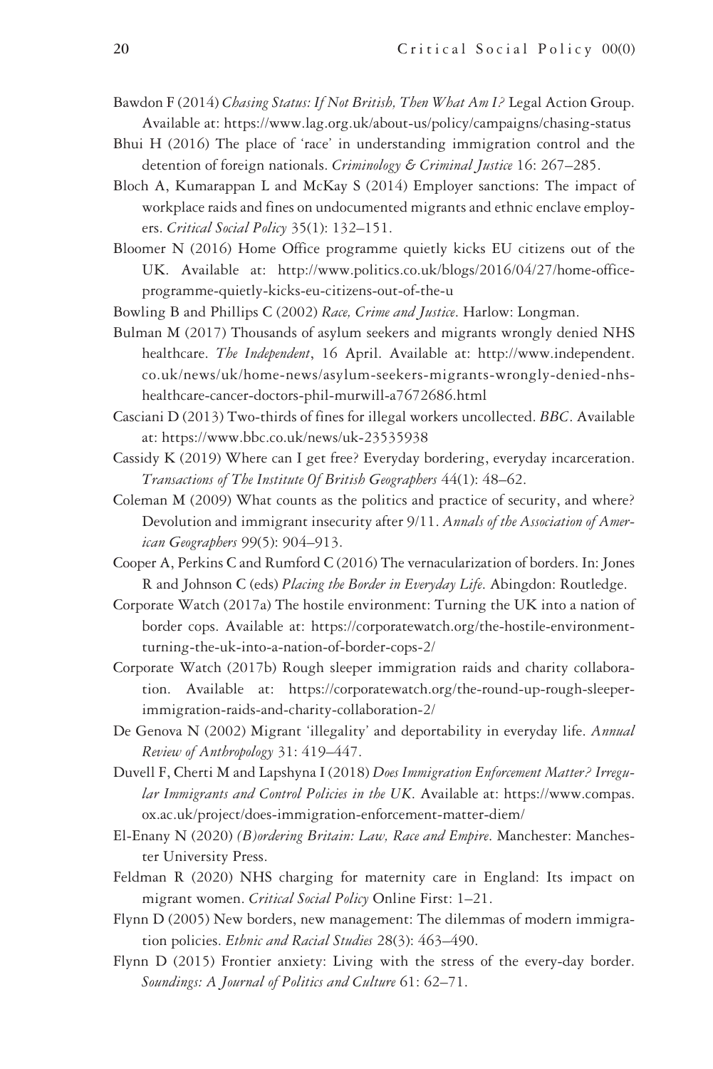Bawdon F (2014) *Chasing Status: If Not British, Then What Am I?* Legal Action Group. Available at: https://www.lag.org.uk/about-us/policy/campaigns/chasing-status

Bhui H (2016) The place of 'race' in understanding immigration control and the detention of foreign nationals. *Criminology & Criminal Justice* 16: 267–285.

Bloch A, Kumarappan L and McKay S (2014) Employer sanctions: The impact of workplace raids and fines on undocumented migrants and ethnic enclave employers. *Critical Social Policy* 35(1): 132–151.

Bloomer N (2016) Home Office programme quietly kicks EU citizens out of the UK. Available at: http://www.politics.co.uk/blogs/2016/04/27/home-office-programme-quietly-kicks-eu-citizens-out-of-the-u

Bowling B and Phillips C (2002) *Race, Crime and Justice*. Harlow: Longman.

Bulman M (2017) Thousands of asylum seekers and migrants wrongly denied NHS healthcare. *The Independent*, 16 April. Available at: http://www.independent.co.uk/news/uk/home-news/asylum-seekers-migrants-wrongly-denied-nhs-healthcare-cancer-doctors-phil-murwill-a7672686.html

Casciani D (2013) Two-thirds of fines for illegal workers uncollected. *BBC*. Available at: https://www.bbc.co.uk/news/uk-23535938

Cassidy K (2019) Where can I get free? Everyday bordering, everyday incarceration. *Transactions of The Institute Of British Geographers* 44(1): 48–62.

Coleman M (2009) What counts as the politics and practice of security, and where? Devolution and immigrant insecurity after 9/11. *Annals of the Association of American Geographers* 99(5): 904–913.

Cooper A, Perkins C and Rumford C (2016) The vernacularization of borders. In: Jones R and Johnson C (eds) *Placing the Border in Everyday Life*. Abingdon: Routledge.

Corporate Watch (2017a) The hostile environment: Turning the UK into a nation of border cops. Available at: https://corporatewatch.org/the-hostile-environment-turning-the-uk-into-a-nation-of-border-cops-2/

Corporate Watch (2017b) Rough sleeper immigration raids and charity collaboration. Available at: https://corporatewatch.org/the-round-up-rough-sleeper-immigration-raids-and-charity-collaboration-2/

De Genova N (2002) Migrant 'illegality' and deportability in everyday life. *Annual Review of Anthropology* 31: 419–447.

Duvell F, Cherti M and Lapshyna I (2018) *Does Immigration Enforcement Matter? Irregular Immigrants and Control Policies in the UK*. Available at: https://www.compas.ox.ac.uk/project/does-immigration-enforcement-matter-diem/

El-Enany N (2020) *(B)ordering Britain: Law, Race and Empire*. Manchester: Manchester University Press.

Feldman R (2020) NHS charging for maternity care in England: Its impact on migrant women. *Critical Social Policy* Online First: 1–21.

Flynn D (2005) New borders, new management: The dilemmas of modern immigration policies. *Ethnic and Racial Studies* 28(3): 463–490.

Flynn D (2015) Frontier anxiety: Living with the stress of the every-day border. *Soundings: A Journal of Politics and Culture* 61: 62–71.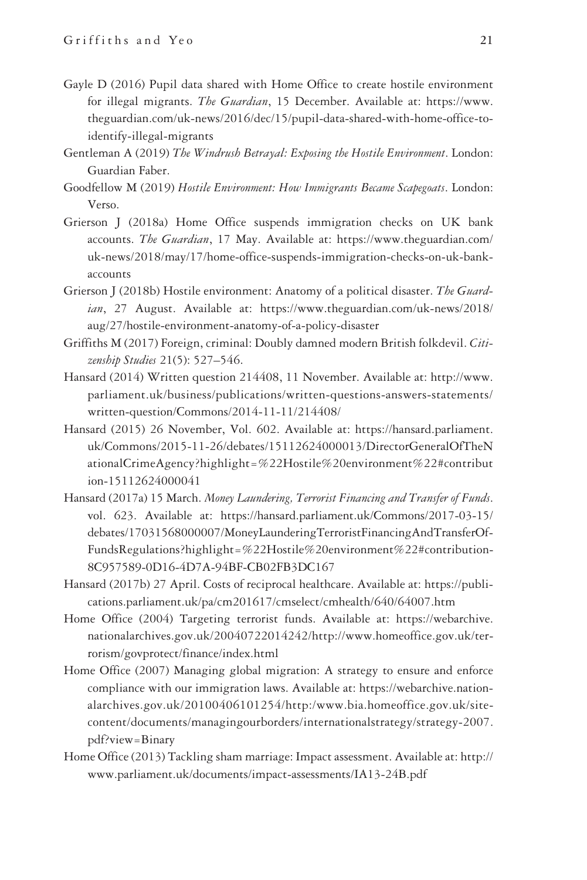Gayle D (2016) Pupil data shared with Home Office to create hostile environment for illegal migrants. *The Guardian*, 15 December. Available at: https://www.theguardian.com/uk-news/2016/dec/15/pupil-data-shared-with-home-office-to-identify-illegal-migrants

Gentleman A (2019) *The Windrush Betrayal: Exposing the Hostile Environment*. London: Guardian Faber.

Goodfellow M (2019) *Hostile Environment: How Immigrants Became Scapegoats*. London: Verso.

Grierson J (2018a) Home Office suspends immigration checks on UK bank accounts. *The Guardian*, 17 May. Available at: https://www.theguardian.com/uk-news/2018/may/17/home-office-suspends-immigration-checks-on-uk-bank-accounts

Grierson J (2018b) Hostile environment: Anatomy of a political disaster. *The Guardian*, 27 August. Available at: https://www.theguardian.com/uk-news/2018/aug/27/hostile-environment-anatomy-of-a-policy-disaster

Griffiths M (2017) Foreign, criminal: Doubly damned modern British folkdevil. *Citizenship Studies* 21(5): 527–546.

Hansard (2014) Written question 214408, 11 November. Available at: http://www.parliament.uk/business/publications/written-questions-answers-statements/written-question/Commons/2014-11-11/214408/

Hansard (2015) 26 November, Vol. 602. Available at: https://hansard.parliament.uk/Commons/2015-11-26/debates/15112624000013/DirectorGeneralOfTheNationalCrimeAgency?highlight=%22Hostile%20environment%22#contribution-15112624000041

Hansard (2017a) 15 March. *Money Laundering, Terrorist Financing and Transfer of Funds*. vol. 623. Available at: https://hansard.parliament.uk/Commons/2017-03-15/debates/17031568000007/MoneyLaunderingTerroristFinancingAndTransferOfFundsRegulations?highlight=%22Hostile%20environment%22#contribution-8C957589-0D16-4D7A-94BF-CB02FB3DC167

Hansard (2017b) 27 April. Costs of reciprocal healthcare. Available at: https://publications.parliament.uk/pa/cm201617/cmselect/cmhealth/640/64007.htm

Home Office (2004) Targeting terrorist funds. Available at: https://webarchive.nationalarchives.gov.uk/20040722014242/http://www.homeoffice.gov.uk/terrorism/govprotect/finance/index.html

Home Office (2007) Managing global migration: A strategy to ensure and enforce compliance with our immigration laws. Available at: https://webarchive.nationalarchives.gov.uk/20100406101254/http:/www.bia.homeoffice.gov.uk/sitecontent/documents/managingourborders/internationalstrategy/strategy-2007.pdf?view=Binary

Home Office (2013) Tackling sham marriage: Impact assessment. Available at: http://www.parliament.uk/documents/impact-assessments/IA13-24B.pdf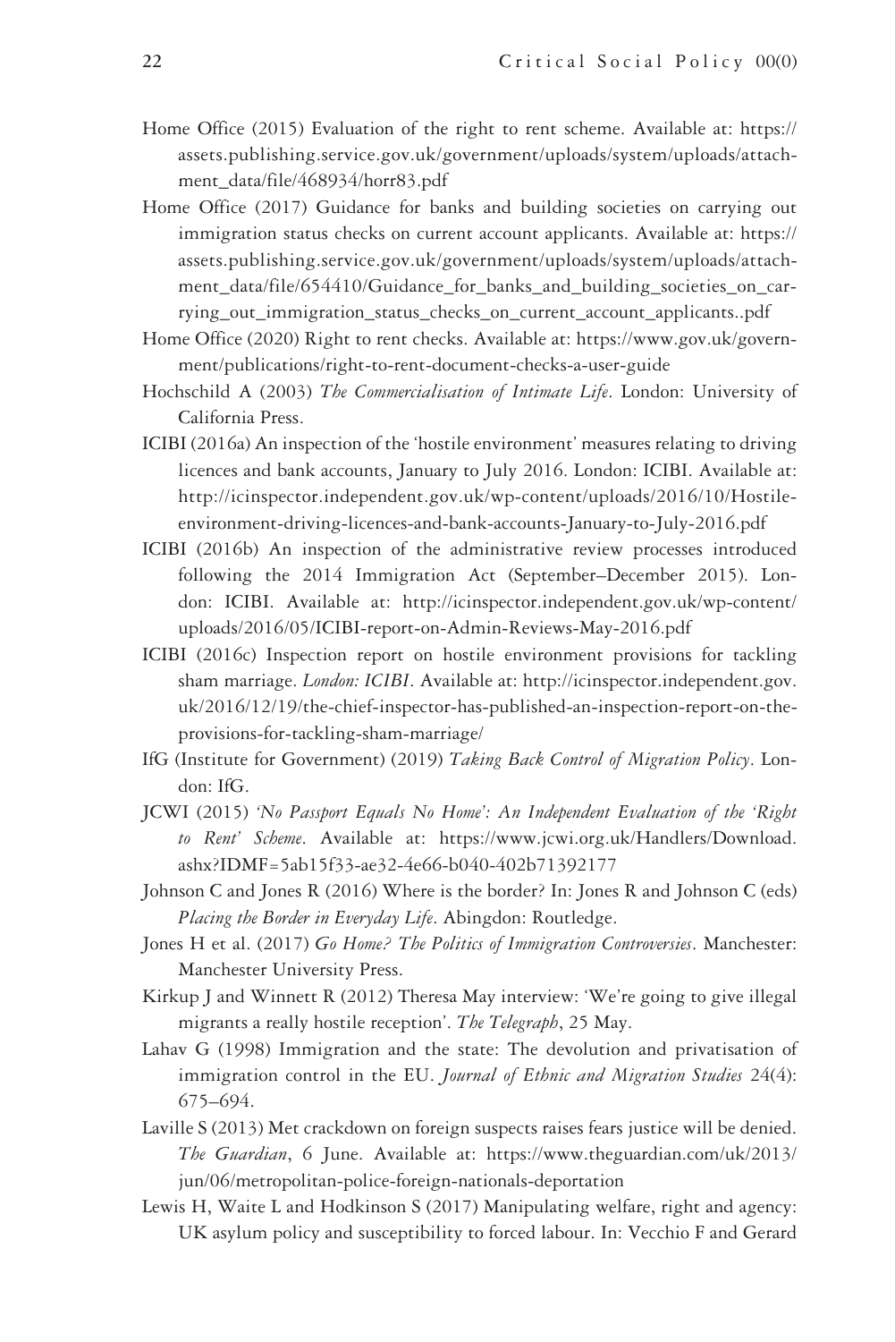Home Office (2015) Evaluation of the right to rent scheme. Available at: https://assets.publishing.service.gov.uk/government/uploads/system/uploads/attachment_data/file/468934/horr83.pdf

Home Office (2017) Guidance for banks and building societies on carrying out immigration status checks on current account applicants. Available at: https://assets.publishing.service.gov.uk/government/uploads/system/uploads/attachment_data/file/654410/Guidance_for_banks_and_building_societies_on_carrying_out_immigration_status_checks_on_current_account_applicants..pdf

Home Office (2020) Right to rent checks. Available at: https://www.gov.uk/government/publications/right-to-rent-document-checks-a-user-guide

Hochschild A (2003) *The Commercialisation of Intimate Life*. London: University of California Press.

ICIBI (2016a) An inspection of the 'hostile environment' measures relating to driving licences and bank accounts, January to July 2016. London: ICIBI. Available at: http://icinspector.independent.gov.uk/wp-content/uploads/2016/10/Hostile-environment-driving-licences-and-bank-accounts-January-to-July-2016.pdf

ICIBI (2016b) An inspection of the administrative review processes introduced following the 2014 Immigration Act (September–December 2015). London: ICIBI. Available at: http://icinspector.independent.gov.uk/wp-content/uploads/2016/05/ICIBI-report-on-Admin-Reviews-May-2016.pdf

ICIBI (2016c) Inspection report on hostile environment provisions for tackling sham marriage. *London: ICIBI*. Available at: http://icinspector.independent.gov.uk/2016/12/19/the-chief-inspector-has-published-an-inspection-report-on-the-provisions-for-tackling-sham-marriage/

IfG (Institute for Government) (2019) *Taking Back Control of Migration Policy*. London: IfG.

JCWI (2015) *'No Passport Equals No Home': An Independent Evaluation of the 'Right to Rent' Scheme*. Available at: https://www.jcwi.org.uk/Handlers/Download.ashx?IDMF=5ab15f33-ae32-4e66-b040-402b71392177

Johnson C and Jones R (2016) Where is the border? In: Jones R and Johnson C (eds) *Placing the Border in Everyday Life*. Abingdon: Routledge.

Jones H et al. (2017) *Go Home? The Politics of Immigration Controversies*. Manchester: Manchester University Press.

Kirkup J and Winnett R (2012) Theresa May interview: 'We're going to give illegal migrants a really hostile reception'. *The Telegraph*, 25 May.

Lahav G (1998) Immigration and the state: The devolution and privatisation of immigration control in the EU. *Journal of Ethnic and Migration Studies* 24(4): 675–694.

Laville S (2013) Met crackdown on foreign suspects raises fears justice will be denied. *The Guardian*, 6 June. Available at: https://www.theguardian.com/uk/2013/jun/06/metropolitan-police-foreign-nationals-deportation

Lewis H, Waite L and Hodkinson S (2017) Manipulating welfare, right and agency: UK asylum policy and susceptibility to forced labour. In: Vecchio F and Gerard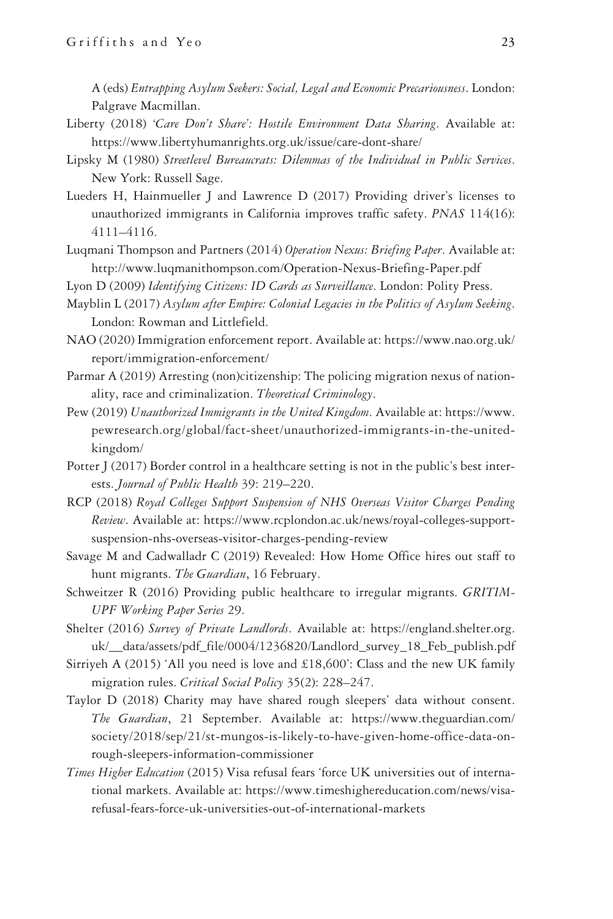A (eds) *Entrapping Asylum Seekers: Social, Legal and Economic Precariousness*. London: Palgrave Macmillan.

Liberty (2018) *'Care Don't Share': Hostile Environment Data Sharing*. Available at: https://www.libertyhumanrights.org.uk/issue/care-dont-share/

Lipsky M (1980) *Streetlevel Bureaucrats: Dilemmas of the Individual in Public Services*. New York: Russell Sage.

Lueders H, Hainmueller J and Lawrence D (2017) Providing driver's licenses to unauthorized immigrants in California improves traffic safety. *PNAS* 114(16): 4111–4116.

Luqmani Thompson and Partners (2014) *Operation Nexus: Briefing Paper*. Available at: http://www.luqmanithompson.com/Operation-Nexus-Briefing-Paper.pdf

Lyon D (2009) *Identifying Citizens: ID Cards as Surveillance*. London: Polity Press.

Mayblin L (2017) *Asylum after Empire: Colonial Legacies in the Politics of Asylum Seeking*. London: Rowman and Littlefield.

NAO (2020) Immigration enforcement report. Available at: https://www.nao.org.uk/report/immigration-enforcement/

Parmar A (2019) Arresting (non)citizenship: The policing migration nexus of nationality, race and criminalization. *Theoretical Criminology*.

Pew (2019) *Unauthorized Immigrants in the United Kingdom*. Available at: https://www.pewresearch.org/global/fact-sheet/unauthorized-immigrants-in-the-united-kingdom/

Potter J (2017) Border control in a healthcare setting is not in the public's best interests. *Journal of Public Health* 39: 219–220.

RCP (2018) *Royal Colleges Support Suspension of NHS Overseas Visitor Charges Pending Review*. Available at: https://www.rcplondon.ac.uk/news/royal-colleges-support-suspension-nhs-overseas-visitor-charges-pending-review

Savage M and Cadwalladr C (2019) Revealed: How Home Office hires out staff to hunt migrants. *The Guardian*, 16 February.

Schweitzer R (2016) Providing public healthcare to irregular migrants. *GRITIM-UPF Working Paper Series* 29.

Shelter (2016) *Survey of Private Landlords*. Available at: https://england.shelter.org.uk/__data/assets/pdf_file/0004/1236820/Landlord_survey_18_Feb_publish.pdf

Sirriyeh A (2015) 'All you need is love and £18,600': Class and the new UK family migration rules. *Critical Social Policy* 35(2): 228–247.

Taylor D (2018) Charity may have shared rough sleepers' data without consent. *The Guardian*, 21 September. Available at: https://www.theguardian.com/society/2018/sep/21/st-mungos-is-likely-to-have-given-home-office-data-on-rough-sleepers-information-commissioner

*Times Higher Education* (2015) Visa refusal fears 'force UK universities out of international markets. Available at: https://www.timeshighereducation.com/news/visa-refusal-fears-force-uk-universities-out-of-international-markets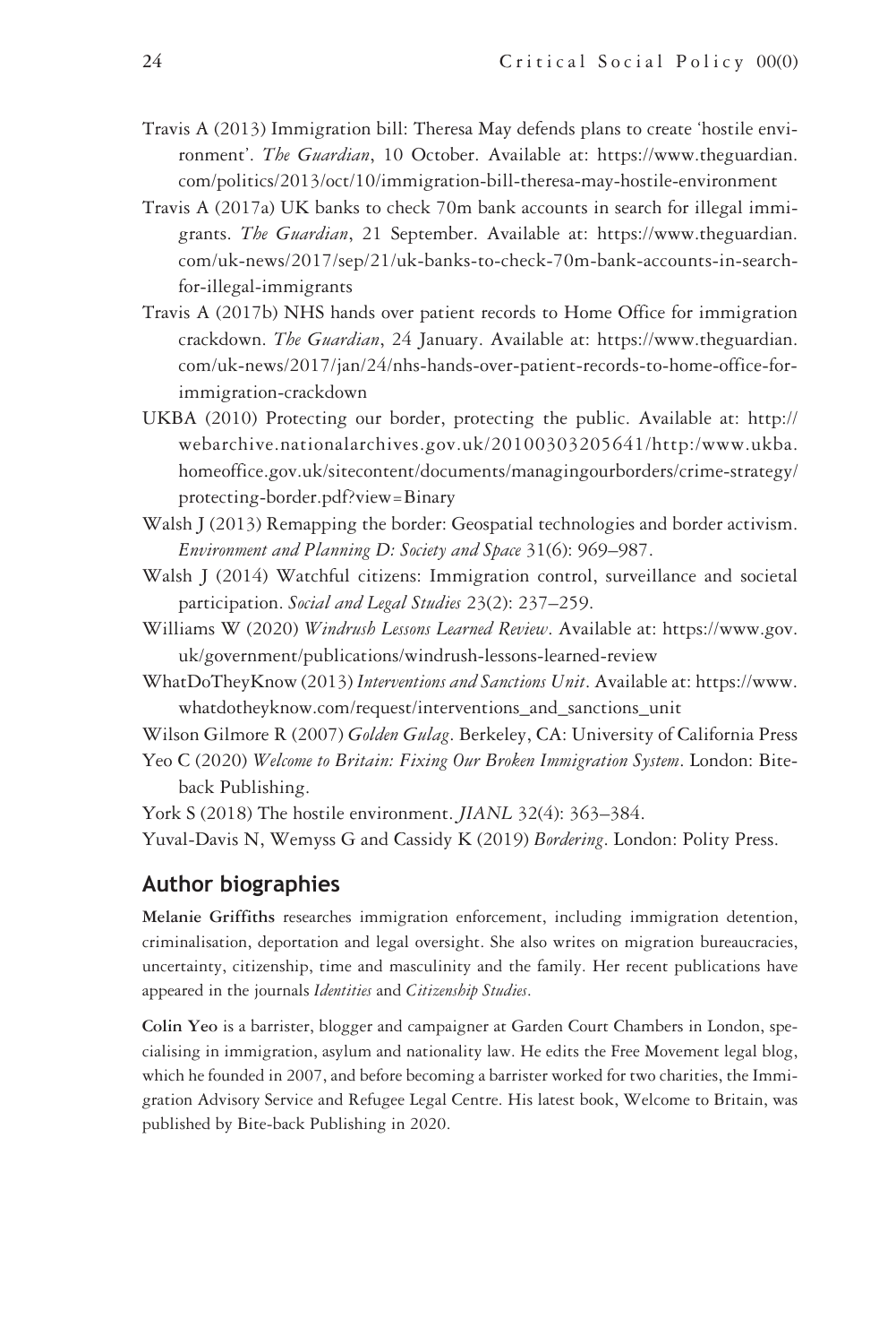Travis A (2013) Immigration bill: Theresa May defends plans to create 'hostile environment'. *The Guardian*, 10 October. Available at: https://www.theguardian.com/politics/2013/oct/10/immigration-bill-theresa-may-hostile-environment

Travis A (2017a) UK banks to check 70m bank accounts in search for illegal immigrants. *The Guardian*, 21 September. Available at: https://www.theguardian.com/uk-news/2017/sep/21/uk-banks-to-check-70m-bank-accounts-in-search-for-illegal-immigrants

Travis A (2017b) NHS hands over patient records to Home Office for immigration crackdown. *The Guardian*, 24 January. Available at: https://www.theguardian.com/uk-news/2017/jan/24/nhs-hands-over-patient-records-to-home-office-for-immigration-crackdown

UKBA (2010) Protecting our border, protecting the public. Available at: http://webarchive.nationalarchives.gov.uk/20100303205641/http:/www.ukba.homeoffice.gov.uk/sitecontent/documents/managingourborders/crime-strategy/protecting-border.pdf?view=Binary

Walsh J (2013) Remapping the border: Geospatial technologies and border activism. *Environment and Planning D: Society and Space* 31(6): 969–987.

Walsh J (2014) Watchful citizens: Immigration control, surveillance and societal participation. *Social and Legal Studies* 23(2): 237–259.

Williams W (2020) *Windrush Lessons Learned Review*. Available at: https://www.gov.uk/government/publications/windrush-lessons-learned-review

WhatDoTheyKnow (2013) *Interventions and Sanctions Unit*. Available at: https://www.whatdotheyknow.com/request/interventions_and_sanctions_unit

Wilson Gilmore R (2007) *Golden Gulag*. Berkeley, CA: University of California Press

Yeo C (2020) *Welcome to Britain: Fixing Our Broken Immigration System*. London: Biteback Publishing.

York S (2018) The hostile environment. *JIANL* 32(4): 363–384.

Yuval-Davis N, Wemyss G and Cassidy K (2019) *Bordering*. London: Polity Press.

## Author biographies

**Melanie Griffiths** researches immigration enforcement, including immigration detention, criminalisation, deportation and legal oversight. She also writes on migration bureaucracies, uncertainty, citizenship, time and masculinity and the family. Her recent publications have appeared in the journals *Identities* and *Citizenship Studies*.

**Colin Yeo** is a barrister, blogger and campaigner at Garden Court Chambers in London, specialising in immigration, asylum and nationality law. He edits the Free Movement legal blog, which he founded in 2007, and before becoming a barrister worked for two charities, the Immigration Advisory Service and Refugee Legal Centre. His latest book, Welcome to Britain, was published by Bite-back Publishing in 2020.